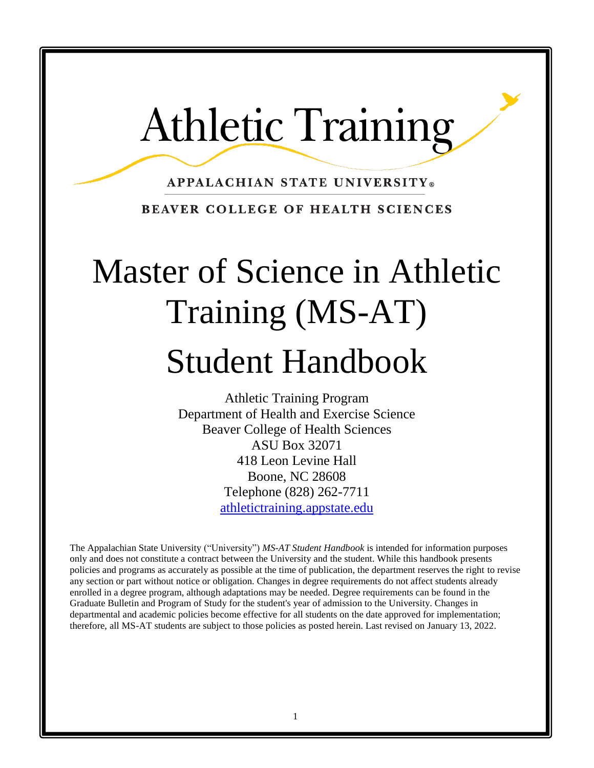# Athletic Training

APPALACHIAN STATE UNIVERSITY®

BEAVER COLLEGE OF HEALTH SCIENCES

# Master of Science in Athletic Training (MS-AT)

# Student Handbook

Athletic Training Program
Department of Health and Exercise Science
Beaver College of Health Sciences
ASU Box 32071
418 Leon Levine Hall
Boone, NC 28608
Telephone (828) 262-7711
[athletictraining.appstate.edu](athletictraining.appstate.edu)

The Appalachian State University ("University") *MS-AT Student Handbook* is intended for information purposes only and does not constitute a contract between the University and the student. While this handbook presents policies and programs as accurately as possible at the time of publication, the department reserves the right to revise any section or part without notice or obligation. Changes in degree requirements do not affect students already enrolled in a degree program, although adaptations may be needed. Degree requirements can be found in the Graduate Bulletin and Program of Study for the student's year of admission to the University. Changes in departmental and academic policies become effective for all students on the date approved for implementation; therefore, all MS-AT students are subject to those policies as posted herein. Last revised on January 13, 2022.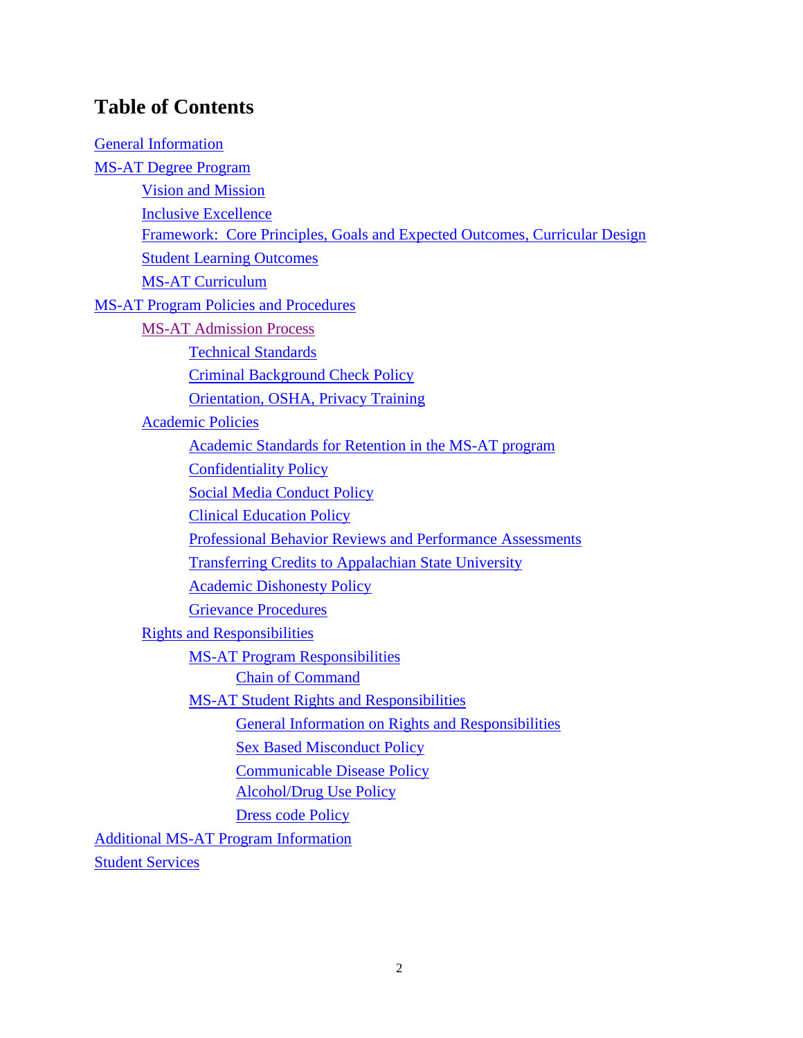# Table of Contents

- General Information
- MS-AT Degree Program
  - Vision and Mission
  - Inclusive Excellence
  - Framework: Core Principles, Goals and Expected Outcomes, Curricular Design
  - Student Learning Outcomes
  - MS-AT Curriculum
- MS-AT Program Policies and Procedures
  - MS-AT Admission Process
    - Technical Standards
    - Criminal Background Check Policy
    - Orientation, OSHA, Privacy Training
  - Academic Policies
    - Academic Standards for Retention in the MS-AT program
    - Confidentiality Policy
    - Social Media Conduct Policy
    - Clinical Education Policy
    - Professional Behavior Reviews and Performance Assessments
    - Transferring Credits to Appalachian State University
    - Academic Dishonesty Policy
    - Grievance Procedures
  - Rights and Responsibilities
    - MS-AT Program Responsibilities
      - Chain of Command
    - MS-AT Student Rights and Responsibilities
      - General Information on Rights and Responsibilities
      - Sex Based Misconduct Policy
      - Communicable Disease Policy
      - Alcohol/Drug Use Policy
      - Dress code Policy
- Additional MS-AT Program Information
- Student Services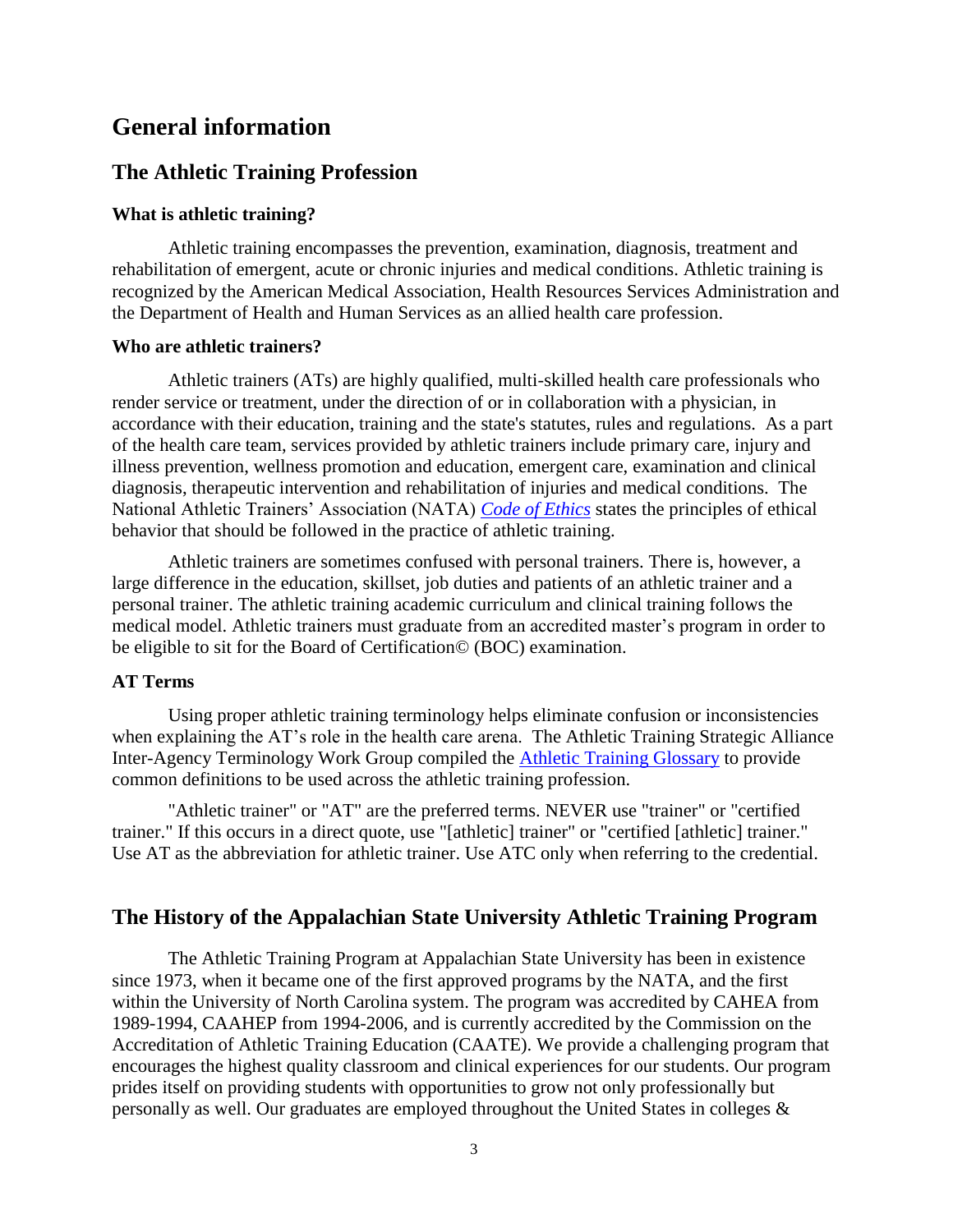# General information

## The Athletic Training Profession

### What is athletic training?

Athletic training encompasses the prevention, examination, diagnosis, treatment and rehabilitation of emergent, acute or chronic injuries and medical conditions. Athletic training is recognized by the American Medical Association, Health Resources Services Administration and the Department of Health and Human Services as an allied health care profession.

### Who are athletic trainers?

Athletic trainers (ATs) are highly qualified, multi-skilled health care professionals who render service or treatment, under the direction of or in collaboration with a physician, in accordance with their education, training and the state's statutes, rules and regulations. As a part of the health care team, services provided by athletic trainers include primary care, injury and illness prevention, wellness promotion and education, emergent care, examination and clinical diagnosis, therapeutic intervention and rehabilitation of injuries and medical conditions. The National Athletic Trainers' Association (NATA) *Code of Ethics* states the principles of ethical behavior that should be followed in the practice of athletic training.

Athletic trainers are sometimes confused with personal trainers. There is, however, a large difference in the education, skillset, job duties and patients of an athletic trainer and a personal trainer. The athletic training academic curriculum and clinical training follows the medical model. Athletic trainers must graduate from an accredited master's program in order to be eligible to sit for the Board of Certification© (BOC) examination.

### AT Terms

Using proper athletic training terminology helps eliminate confusion or inconsistencies when explaining the AT's role in the health care arena. The Athletic Training Strategic Alliance Inter-Agency Terminology Work Group compiled the Athletic Training Glossary to provide common definitions to be used across the athletic training profession.

"Athletic trainer" or "AT" are the preferred terms. NEVER use "trainer" or "certified trainer." If this occurs in a direct quote, use "[athletic] trainer" or "certified [athletic] trainer." Use AT as the abbreviation for athletic trainer. Use ATC only when referring to the credential.

## The History of the Appalachian State University Athletic Training Program

The Athletic Training Program at Appalachian State University has been in existence since 1973, when it became one of the first approved programs by the NATA, and the first within the University of North Carolina system. The program was accredited by CAHEA from 1989-1994, CAAHEP from 1994-2006, and is currently accredited by the Commission on the Accreditation of Athletic Training Education (CAATE). We provide a challenging program that encourages the highest quality classroom and clinical experiences for our students. Our program prides itself on providing students with opportunities to grow not only professionally but personally as well. Our graduates are employed throughout the United States in colleges &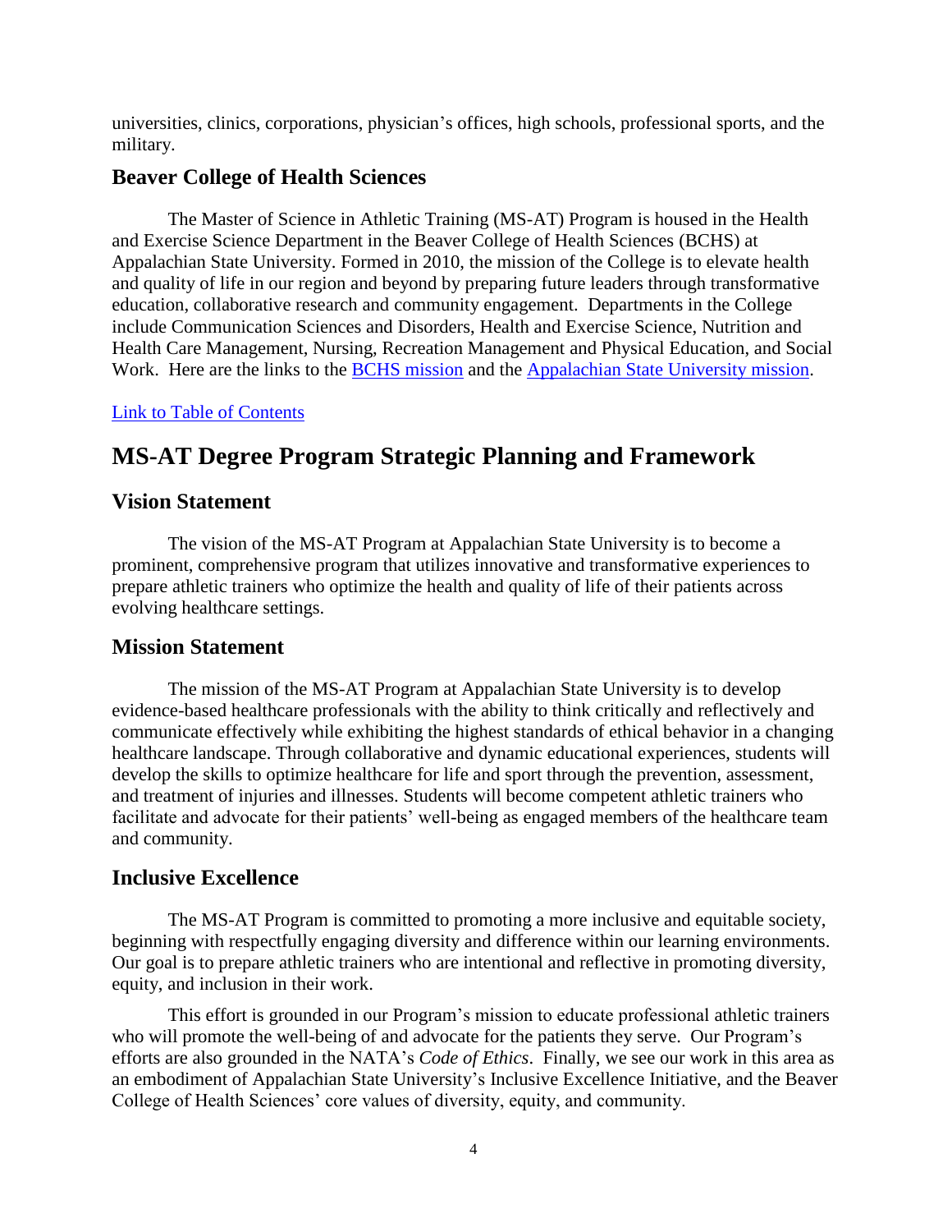universities, clinics, corporations, physician's offices, high schools, professional sports, and the military.

### Beaver College of Health Sciences

The Master of Science in Athletic Training (MS-AT) Program is housed in the Health and Exercise Science Department in the Beaver College of Health Sciences (BCHS) at Appalachian State University. Formed in 2010, the mission of the College is to elevate health and quality of life in our region and beyond by preparing future leaders through transformative education, collaborative research and community engagement. Departments in the College include Communication Sciences and Disorders, Health and Exercise Science, Nutrition and Health Care Management, Nursing, Recreation Management and Physical Education, and Social Work. Here are the links to the BCHS mission and the Appalachian State University mission.

Link to Table of Contents

## MS-AT Degree Program Strategic Planning and Framework

### Vision Statement

The vision of the MS-AT Program at Appalachian State University is to become a prominent, comprehensive program that utilizes innovative and transformative experiences to prepare athletic trainers who optimize the health and quality of life of their patients across evolving healthcare settings.

### Mission Statement

The mission of the MS-AT Program at Appalachian State University is to develop evidence-based healthcare professionals with the ability to think critically and reflectively and communicate effectively while exhibiting the highest standards of ethical behavior in a changing healthcare landscape. Through collaborative and dynamic educational experiences, students will develop the skills to optimize healthcare for life and sport through the prevention, assessment, and treatment of injuries and illnesses. Students will become competent athletic trainers who facilitate and advocate for their patients' well-being as engaged members of the healthcare team and community.

### Inclusive Excellence

The MS-AT Program is committed to promoting a more inclusive and equitable society, beginning with respectfully engaging diversity and difference within our learning environments. Our goal is to prepare athletic trainers who are intentional and reflective in promoting diversity, equity, and inclusion in their work.

This effort is grounded in our Program's mission to educate professional athletic trainers who will promote the well-being of and advocate for the patients they serve. Our Program's efforts are also grounded in the NATA's *Code of Ethics*. Finally, we see our work in this area as an embodiment of Appalachian State University's Inclusive Excellence Initiative, and the Beaver College of Health Sciences' core values of diversity, equity, and community.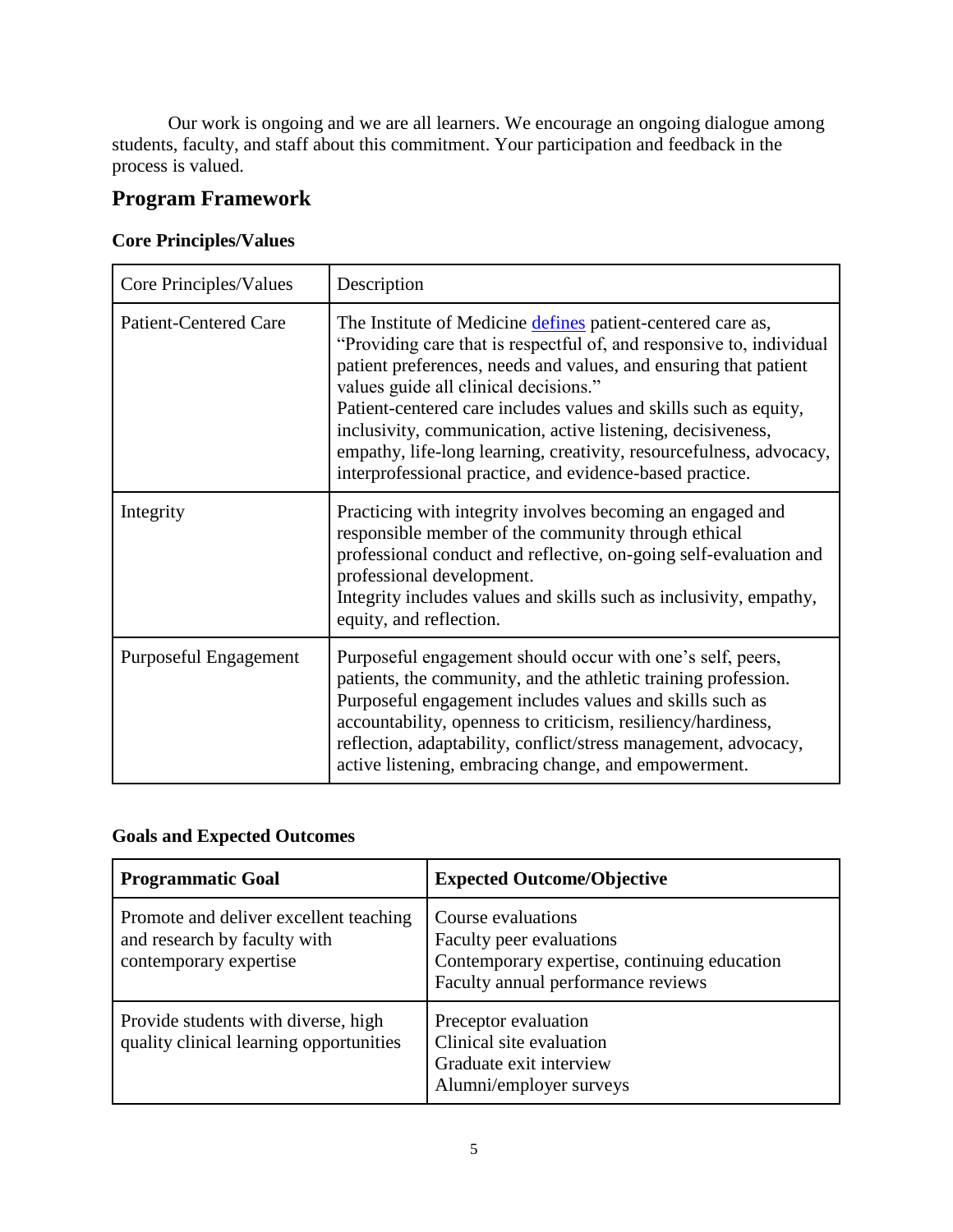Our work is ongoing and we are all learners. We encourage an ongoing dialogue among students, faculty, and staff about this commitment. Your participation and feedback in the process is valued.

## Program Framework

### Core Principles/Values

| Core Principles/Values | Description |
|---|---|
| Patient-Centered Care | The Institute of Medicine defines patient-centered care as, "Providing care that is respectful of, and responsive to, individual patient preferences, needs and values, and ensuring that patient values guide all clinical decisions." Patient-centered care includes values and skills such as equity, inclusivity, communication, active listening, decisiveness, empathy, life-long learning, creativity, resourcefulness, advocacy, interprofessional practice, and evidence-based practice. |
| Integrity | Practicing with integrity involves becoming an engaged and responsible member of the community through ethical professional conduct and reflective, on-going self-evaluation and professional development. Integrity includes values and skills such as inclusivity, empathy, equity, and reflection. |
| Purposeful Engagement | Purposeful engagement should occur with one's self, peers, patients, the community, and the athletic training profession. Purposeful engagement includes values and skills such as accountability, openness to criticism, resiliency/hardiness, reflection, adaptability, conflict/stress management, advocacy, active listening, embracing change, and empowerment. |

### Goals and Expected Outcomes

| **Programmatic Goal** | **Expected Outcome/Objective** |
|---|---|
| Promote and deliver excellent teaching and research by faculty with contemporary expertise | Course evaluations<br>Faculty peer evaluations<br>Contemporary expertise, continuing education<br>Faculty annual performance reviews |
| Provide students with diverse, high quality clinical learning opportunities | Preceptor evaluation<br>Clinical site evaluation<br>Graduate exit interview<br>Alumni/employer surveys |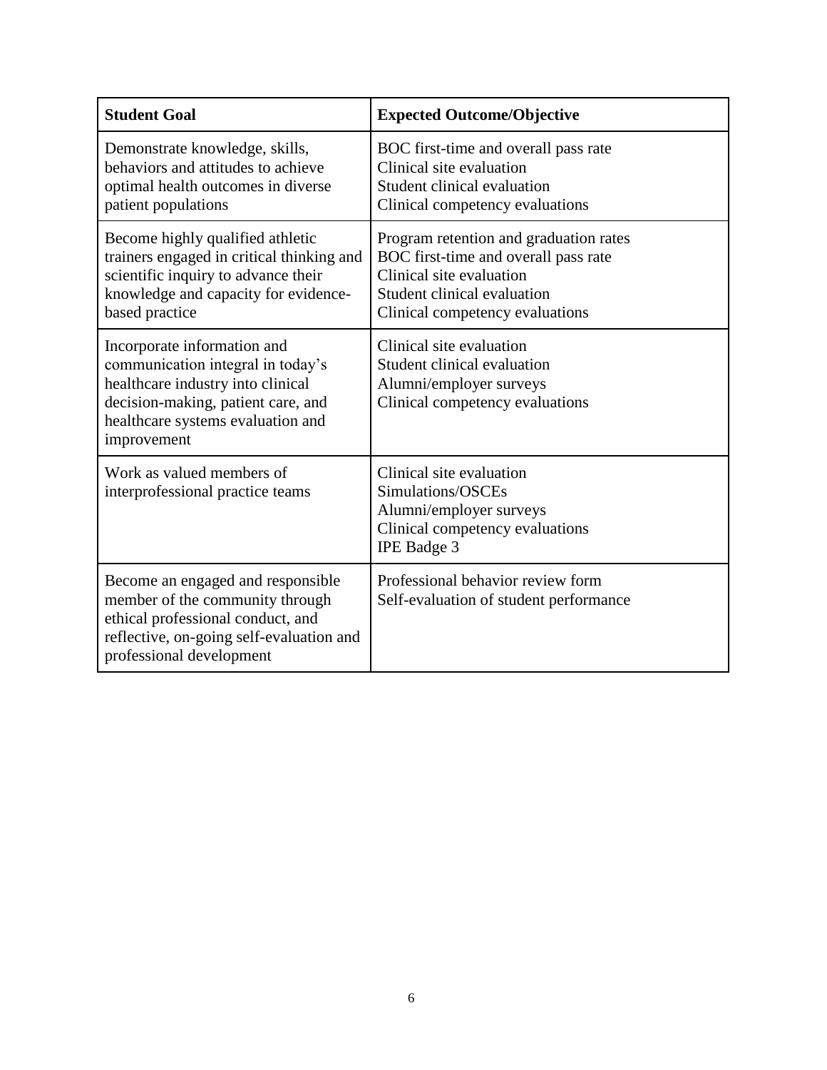| Student Goal | Expected Outcome/Objective |
| --- | --- |
| Demonstrate knowledge, skills, behaviors and attitudes to achieve optimal health outcomes in diverse patient populations | BOC first-time and overall pass rate<br>Clinical site evaluation<br>Student clinical evaluation<br>Clinical competency evaluations |
| Become highly qualified athletic trainers engaged in critical thinking and scientific inquiry to advance their knowledge and capacity for evidence-based practice | Program retention and graduation rates<br>BOC first-time and overall pass rate<br>Clinical site evaluation<br>Student clinical evaluation<br>Clinical competency evaluations |
| Incorporate information and communication integral in today's healthcare industry into clinical decision-making, patient care, and healthcare systems evaluation and improvement | Clinical site evaluation<br>Student clinical evaluation<br>Alumni/employer surveys<br>Clinical competency evaluations |
| Work as valued members of interprofessional practice teams | Clinical site evaluation<br>Simulations/OSCEs<br>Alumni/employer surveys<br>Clinical competency evaluations<br>IPE Badge 3 |
| Become an engaged and responsible member of the community through ethical professional conduct, and reflective, on-going self-evaluation and professional development | Professional behavior review form<br>Self-evaluation of student performance |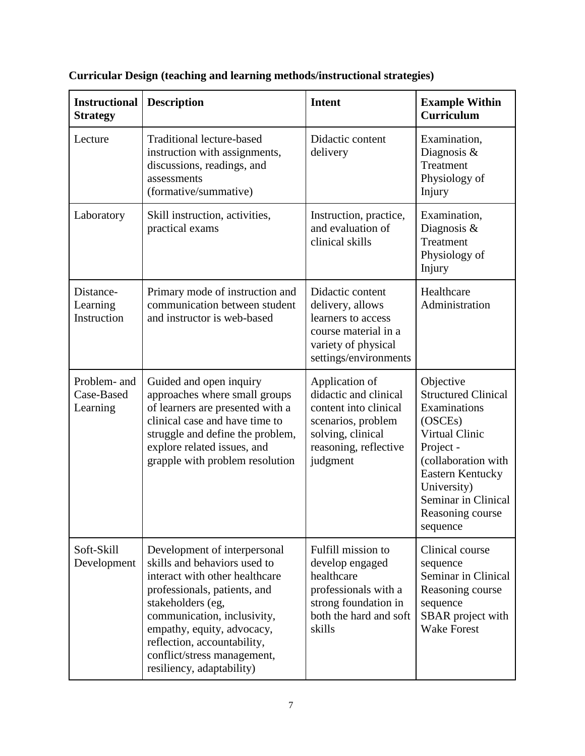**Curricular Design (teaching and learning methods/instructional strategies)**

| Instructional Strategy | Description | Intent | Example Within Curriculum |
|---|---|---|---|
| Lecture | Traditional lecture-based instruction with assignments, discussions, readings, and assessments (formative/summative) | Didactic content delivery | Examination, Diagnosis & Treatment Physiology of Injury |
| Laboratory | Skill instruction, activities, practical exams | Instruction, practice, and evaluation of clinical skills | Examination, Diagnosis & Treatment Physiology of Injury |
| Distance-Learning Instruction | Primary mode of instruction and communication between student and instructor is web-based | Didactic content delivery, allows learners to access course material in a variety of physical settings/environments | Healthcare Administration |
| Problem- and Case-Based Learning | Guided and open inquiry approaches where small groups of learners are presented with a clinical case and have time to struggle and define the problem, explore related issues, and grapple with problem resolution | Application of didactic and clinical content into clinical scenarios, problem solving, clinical reasoning, reflective judgment | Objective Structured Clinical Examinations (OSCEs) Virtual Clinic Project - (collaboration with Eastern Kentucky University) Seminar in Clinical Reasoning course sequence |
| Soft-Skill Development | Development of interpersonal skills and behaviors used to interact with other healthcare professionals, patients, and stakeholders (eg, communication, inclusivity, empathy, equity, advocacy, reflection, accountability, conflict/stress management, resiliency, adaptability) | Fulfill mission to develop engaged healthcare professionals with a strong foundation in both the hard and soft skills | Clinical course sequence Seminar in Clinical Reasoning course sequence SBAR project with Wake Forest |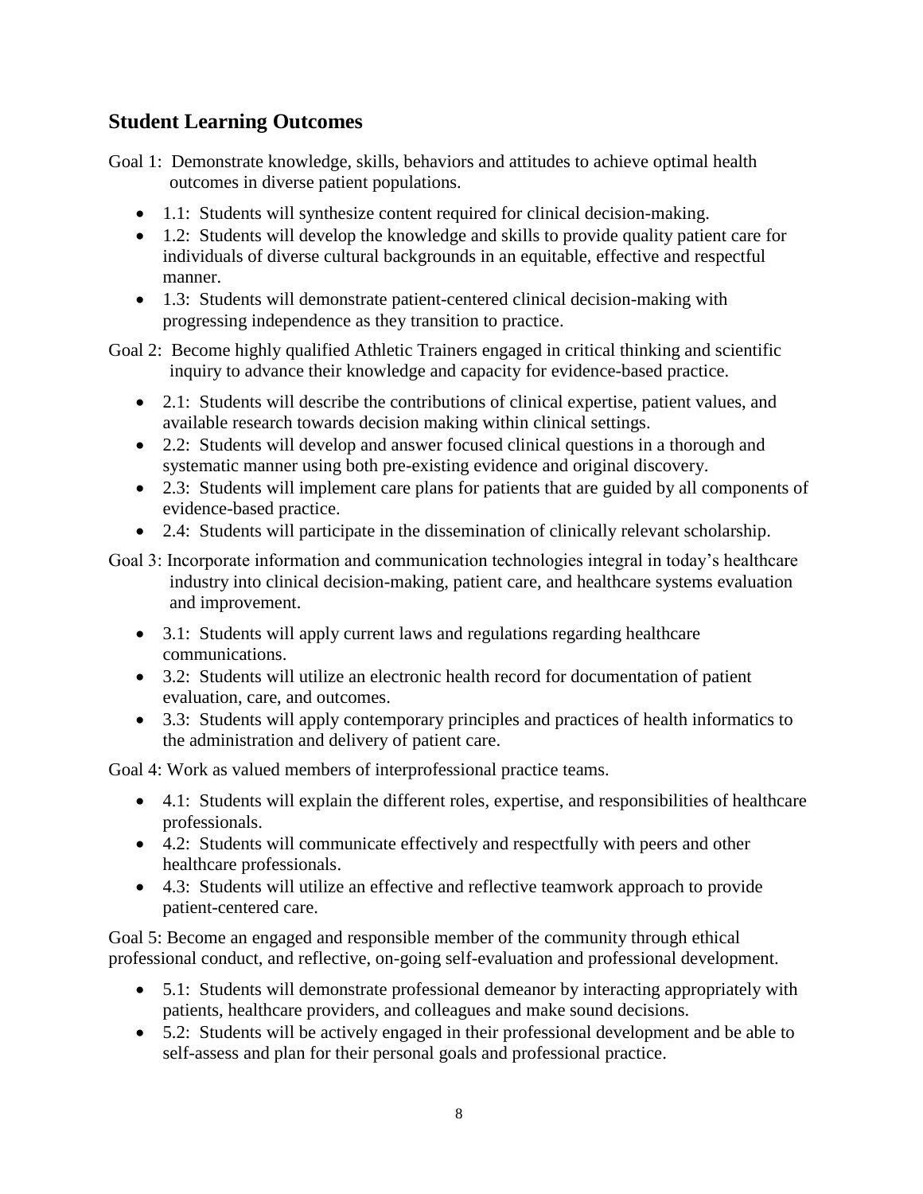## Student Learning Outcomes

Goal 1: Demonstrate knowledge, skills, behaviors and attitudes to achieve optimal health outcomes in diverse patient populations.

- 1.1: Students will synthesize content required for clinical decision-making.
- 1.2: Students will develop the knowledge and skills to provide quality patient care for individuals of diverse cultural backgrounds in an equitable, effective and respectful manner.
- 1.3: Students will demonstrate patient-centered clinical decision-making with progressing independence as they transition to practice.

Goal 2: Become highly qualified Athletic Trainers engaged in critical thinking and scientific inquiry to advance their knowledge and capacity for evidence-based practice.

- 2.1: Students will describe the contributions of clinical expertise, patient values, and available research towards decision making within clinical settings.
- 2.2: Students will develop and answer focused clinical questions in a thorough and systematic manner using both pre-existing evidence and original discovery.
- 2.3: Students will implement care plans for patients that are guided by all components of evidence-based practice.
- 2.4: Students will participate in the dissemination of clinically relevant scholarship.

Goal 3: Incorporate information and communication technologies integral in today's healthcare industry into clinical decision-making, patient care, and healthcare systems evaluation and improvement.

- 3.1: Students will apply current laws and regulations regarding healthcare communications.
- 3.2: Students will utilize an electronic health record for documentation of patient evaluation, care, and outcomes.
- 3.3: Students will apply contemporary principles and practices of health informatics to the administration and delivery of patient care.

Goal 4: Work as valued members of interprofessional practice teams.

- 4.1: Students will explain the different roles, expertise, and responsibilities of healthcare professionals.
- 4.2: Students will communicate effectively and respectfully with peers and other healthcare professionals.
- 4.3: Students will utilize an effective and reflective teamwork approach to provide patient-centered care.

Goal 5: Become an engaged and responsible member of the community through ethical professional conduct, and reflective, on-going self-evaluation and professional development.

- 5.1: Students will demonstrate professional demeanor by interacting appropriately with patients, healthcare providers, and colleagues and make sound decisions.
- 5.2: Students will be actively engaged in their professional development and be able to self-assess and plan for their personal goals and professional practice.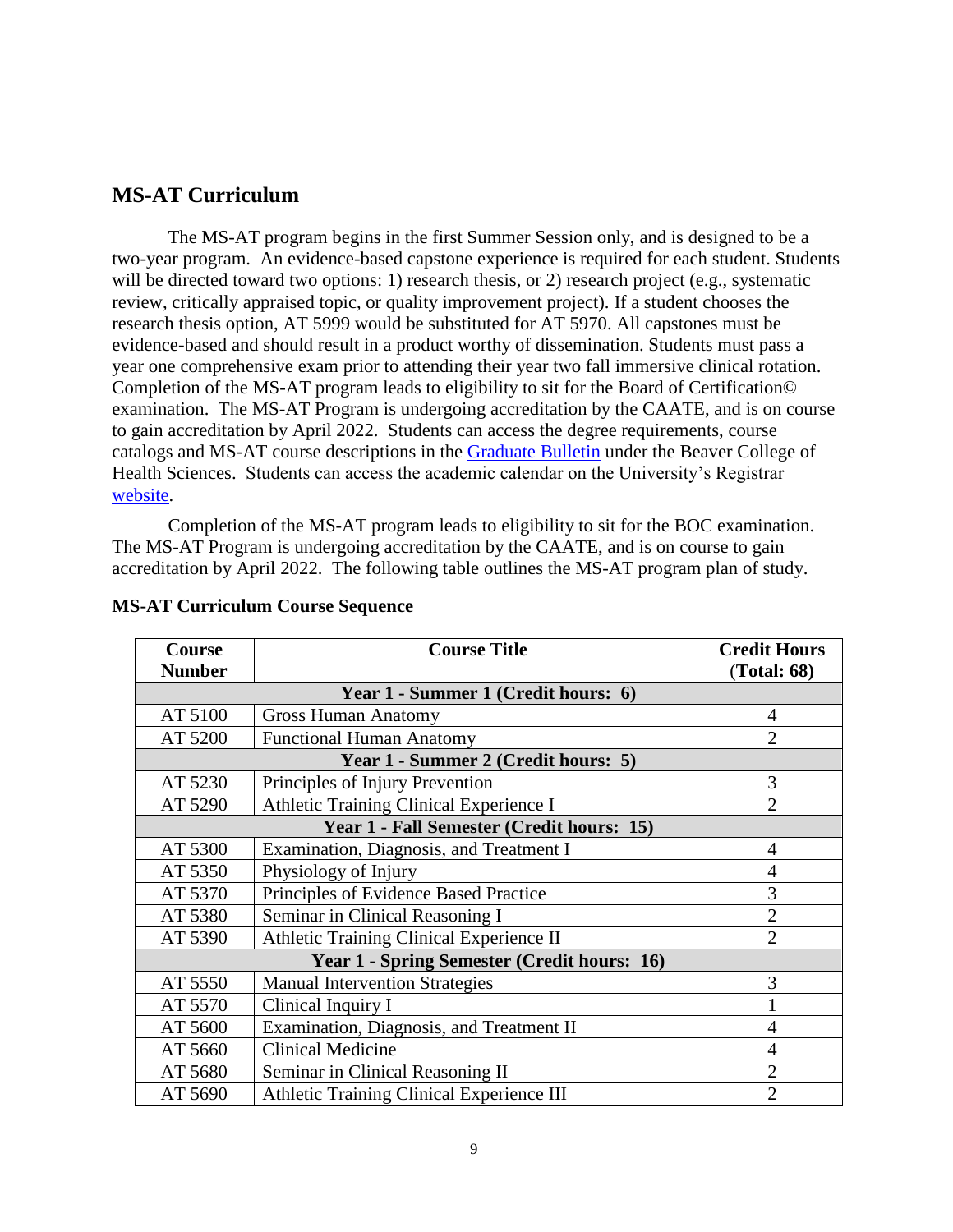## MS-AT Curriculum

The MS-AT program begins in the first Summer Session only, and is designed to be a two-year program. An evidence-based capstone experience is required for each student. Students will be directed toward two options: 1) research thesis, or 2) research project (e.g., systematic review, critically appraised topic, or quality improvement project). If a student chooses the research thesis option, AT 5999 would be substituted for AT 5970. All capstones must be evidence-based and should result in a product worthy of dissemination. Students must pass a year one comprehensive exam prior to attending their year two fall immersive clinical rotation. Completion of the MS-AT program leads to eligibility to sit for the Board of Certification© examination. The MS-AT Program is undergoing accreditation by the CAATE, and is on course to gain accreditation by April 2022. Students can access the degree requirements, course catalogs and MS-AT course descriptions in the [Graduate Bulletin]() under the Beaver College of Health Sciences. Students can access the academic calendar on the University's Registrar [website]().

Completion of the MS-AT program leads to eligibility to sit for the BOC examination. The MS-AT Program is undergoing accreditation by the CAATE, and is on course to gain accreditation by April 2022. The following table outlines the MS-AT program plan of study.

**MS-AT Curriculum Course Sequence**

| Course Number | Course Title | Credit Hours (Total: 68) |
|---|---|---|
| **Year 1 - Summer 1 (Credit hours: 6)** | | |
| AT 5100 | Gross Human Anatomy | 4 |
| AT 5200 | Functional Human Anatomy | 2 |
| **Year 1 - Summer 2 (Credit hours: 5)** | | |
| AT 5230 | Principles of Injury Prevention | 3 |
| AT 5290 | Athletic Training Clinical Experience I | 2 |
| **Year 1 - Fall Semester (Credit hours: 15)** | | |
| AT 5300 | Examination, Diagnosis, and Treatment I | 4 |
| AT 5350 | Physiology of Injury | 4 |
| AT 5370 | Principles of Evidence Based Practice | 3 |
| AT 5380 | Seminar in Clinical Reasoning I | 2 |
| AT 5390 | Athletic Training Clinical Experience II | 2 |
| **Year 1 - Spring Semester (Credit hours: 16)** | | |
| AT 5550 | Manual Intervention Strategies | 3 |
| AT 5570 | Clinical Inquiry I | 1 |
| AT 5600 | Examination, Diagnosis, and Treatment II | 4 |
| AT 5660 | Clinical Medicine | 4 |
| AT 5680 | Seminar in Clinical Reasoning II | 2 |
| AT 5690 | Athletic Training Clinical Experience III | 2 |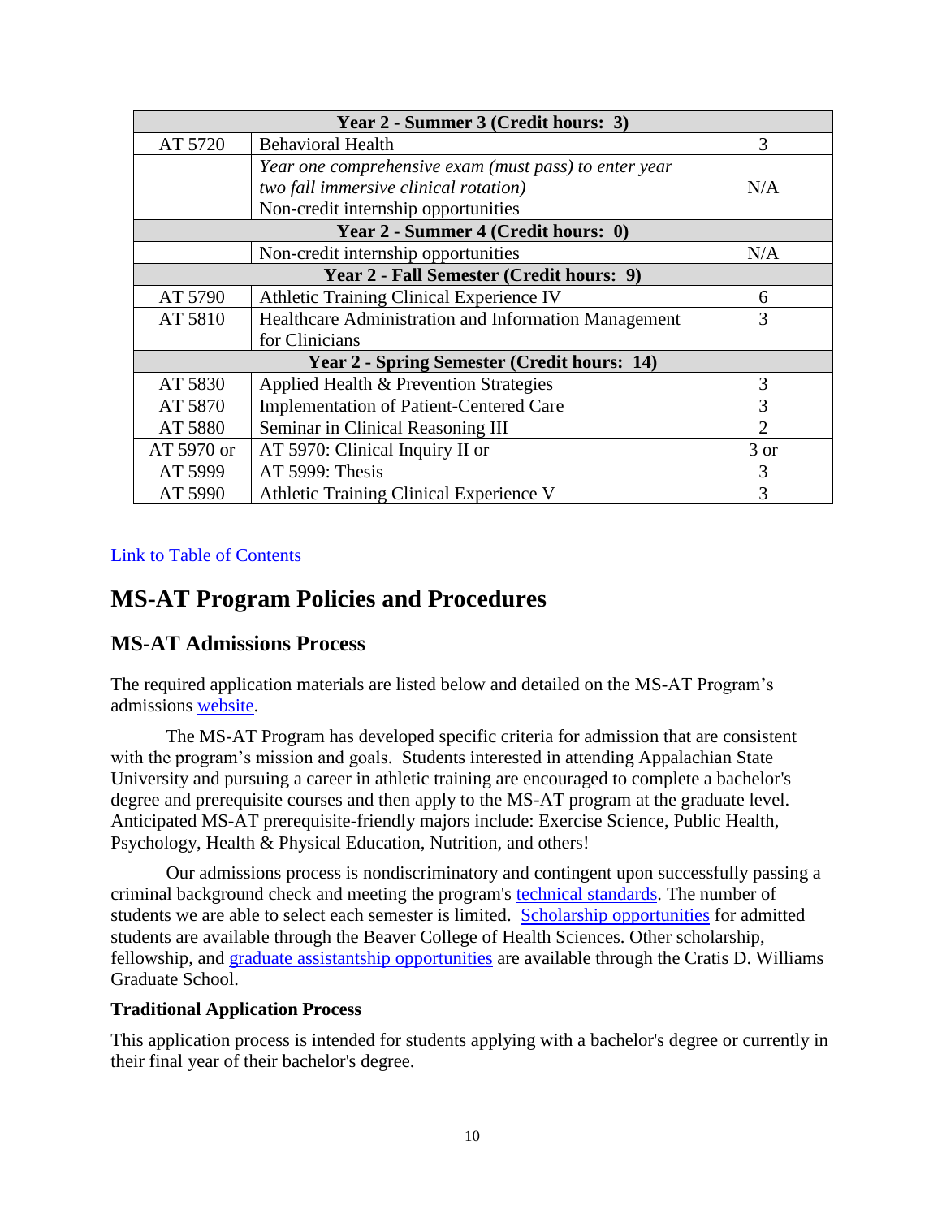| Year 2 - Summer 3 (Credit hours: 3) | | |
|---|---|---|
| AT 5720 | Behavioral Health | 3 |
| | *Year one comprehensive exam (must pass) to enter year two fall immersive clinical rotation)*<br>Non-credit internship opportunities | N/A |
| **Year 2 - Summer 4 (Credit hours: 0)** | | |
| | Non-credit internship opportunities | N/A |
| **Year 2 - Fall Semester (Credit hours: 9)** | | |
| AT 5790 | Athletic Training Clinical Experience IV | 6 |
| AT 5810 | Healthcare Administration and Information Management for Clinicians | 3 |
| **Year 2 - Spring Semester (Credit hours: 14)** | | |
| AT 5830 | Applied Health & Prevention Strategies | 3 |
| AT 5870 | Implementation of Patient-Centered Care | 3 |
| AT 5880 | Seminar in Clinical Reasoning III | 2 |
| AT 5970 or AT 5999 | AT 5970: Clinical Inquiry II or AT 5999: Thesis | 3 or 3 |
| AT 5990 | Athletic Training Clinical Experience V | 3 |

Link to Table of Contents

# MS-AT Program Policies and Procedures

## MS-AT Admissions Process

The required application materials are listed below and detailed on the MS-AT Program's admissions website.

The MS-AT Program has developed specific criteria for admission that are consistent with the program's mission and goals. Students interested in attending Appalachian State University and pursuing a career in athletic training are encouraged to complete a bachelor's degree and prerequisite courses and then apply to the MS-AT program at the graduate level. Anticipated MS-AT prerequisite-friendly majors include: Exercise Science, Public Health, Psychology, Health & Physical Education, Nutrition, and others!

Our admissions process is nondiscriminatory and contingent upon successfully passing a criminal background check and meeting the program's technical standards. The number of students we are able to select each semester is limited. Scholarship opportunities for admitted students are available through the Beaver College of Health Sciences. Other scholarship, fellowship, and graduate assistantship opportunities are available through the Cratis D. Williams Graduate School.

**Traditional Application Process**

This application process is intended for students applying with a bachelor's degree or currently in their final year of their bachelor's degree.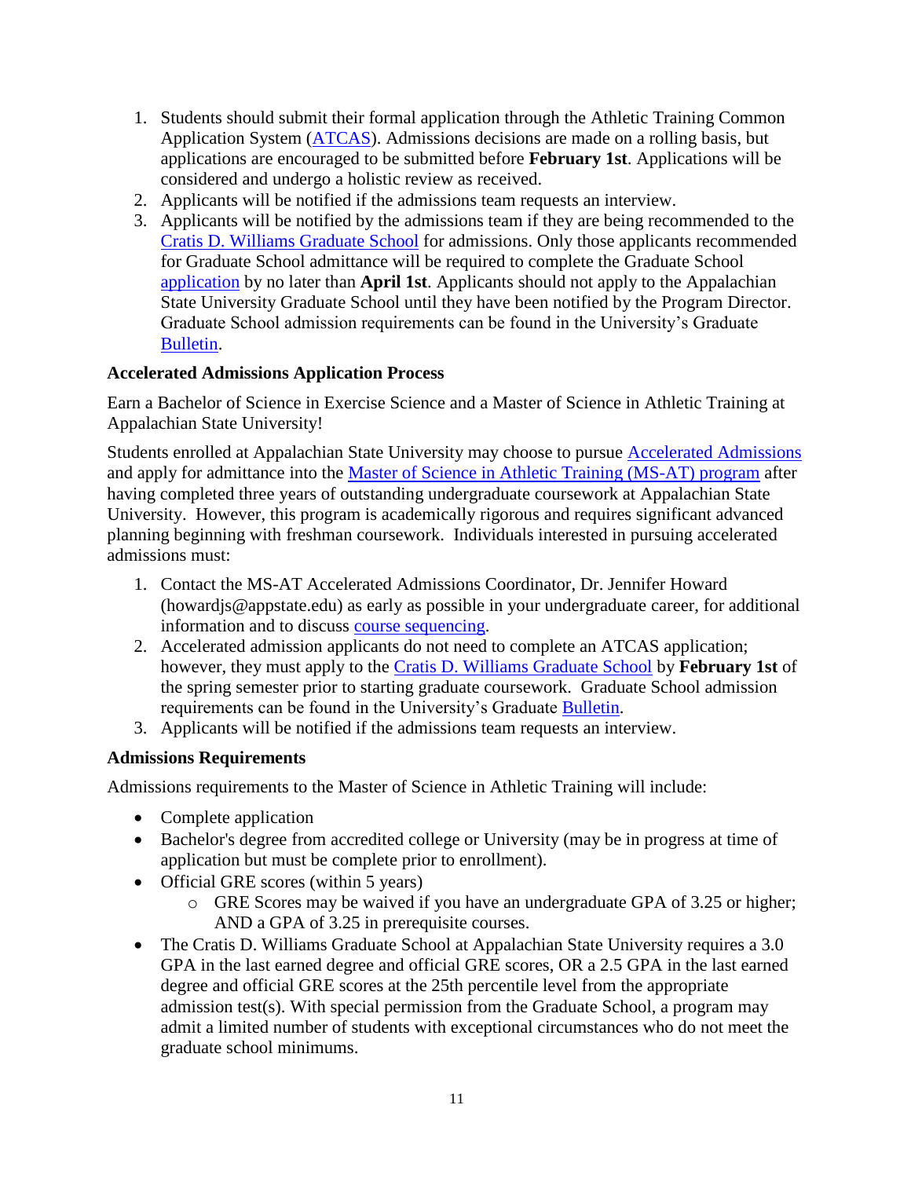1. Students should submit their formal application through the Athletic Training Common Application System (ATCAS). Admissions decisions are made on a rolling basis, but applications are encouraged to be submitted before **February 1st**. Applications will be considered and undergo a holistic review as received.
2. Applicants will be notified if the admissions team requests an interview.
3. Applicants will be notified by the admissions team if they are being recommended to the Cratis D. Williams Graduate School for admissions. Only those applicants recommended for Graduate School admittance will be required to complete the Graduate School application by no later than **April 1st**. Applicants should not apply to the Appalachian State University Graduate School until they have been notified by the Program Director. Graduate School admission requirements can be found in the University's Graduate Bulletin.

### Accelerated Admissions Application Process

Earn a Bachelor of Science in Exercise Science and a Master of Science in Athletic Training at Appalachian State University!

Students enrolled at Appalachian State University may choose to pursue Accelerated Admissions and apply for admittance into the Master of Science in Athletic Training (MS-AT) program after having completed three years of outstanding undergraduate coursework at Appalachian State University. However, this program is academically rigorous and requires significant advanced planning beginning with freshman coursework. Individuals interested in pursuing accelerated admissions must:

1. Contact the MS-AT Accelerated Admissions Coordinator, Dr. Jennifer Howard (howardjs@appstate.edu) as early as possible in your undergraduate career, for additional information and to discuss course sequencing.
2. Accelerated admission applicants do not need to complete an ATCAS application; however, they must apply to the Cratis D. Williams Graduate School by **February 1st** of the spring semester prior to starting graduate coursework. Graduate School admission requirements can be found in the University's Graduate Bulletin.
3. Applicants will be notified if the admissions team requests an interview.

### Admissions Requirements

Admissions requirements to the Master of Science in Athletic Training will include:

- Complete application
- Bachelor's degree from accredited college or University (may be in progress at time of application but must be complete prior to enrollment).
- Official GRE scores (within 5 years)
    - GRE Scores may be waived if you have an undergraduate GPA of 3.25 or higher; AND a GPA of 3.25 in prerequisite courses.
- The Cratis D. Williams Graduate School at Appalachian State University requires a 3.0 GPA in the last earned degree and official GRE scores, OR a 2.5 GPA in the last earned degree and official GRE scores at the 25th percentile level from the appropriate admission test(s). With special permission from the Graduate School, a program may admit a limited number of students with exceptional circumstances who do not meet the graduate school minimums.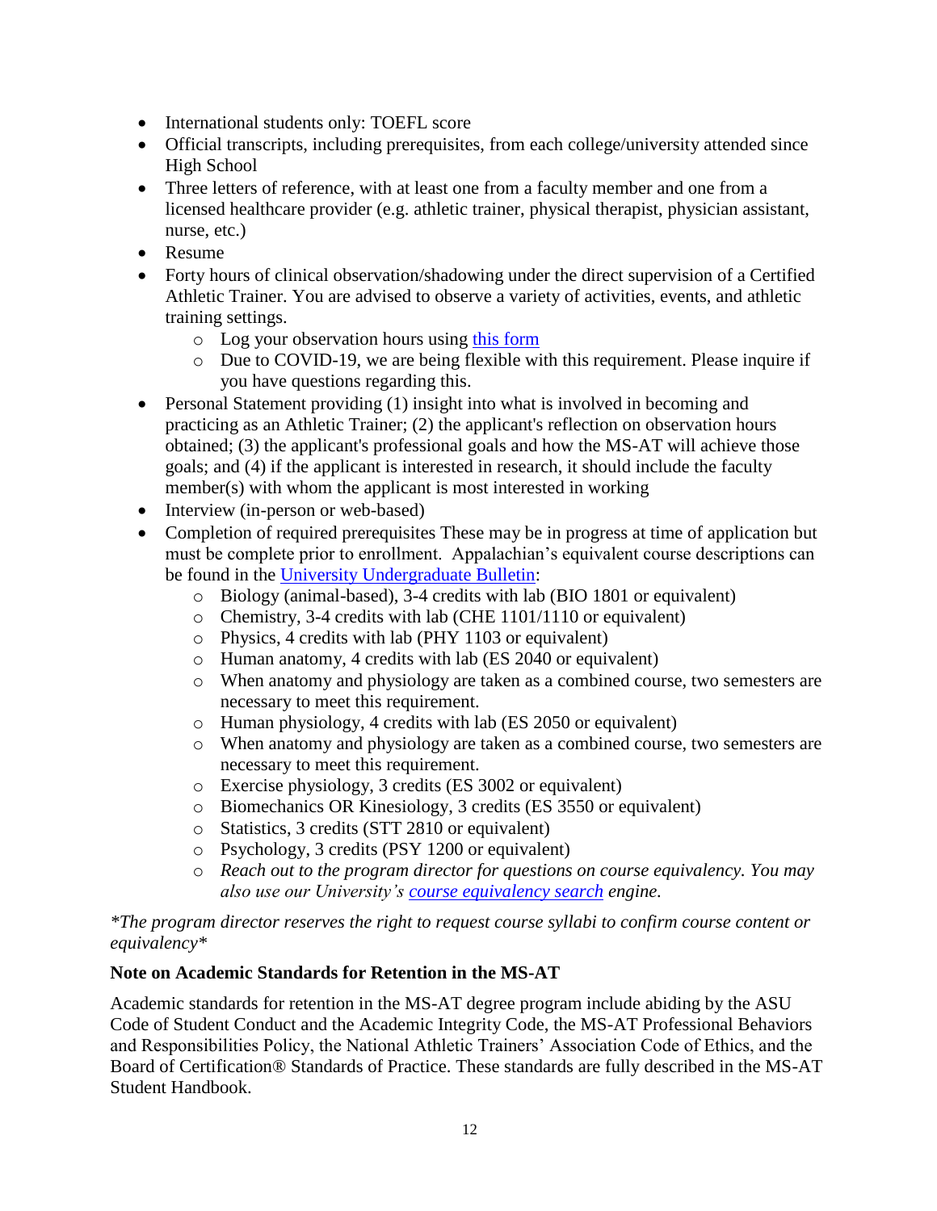- International students only: TOEFL score
- Official transcripts, including prerequisites, from each college/university attended since High School
- Three letters of reference, with at least one from a faculty member and one from a licensed healthcare provider (e.g. athletic trainer, physical therapist, physician assistant, nurse, etc.)
- Resume
- Forty hours of clinical observation/shadowing under the direct supervision of a Certified Athletic Trainer. You are advised to observe a variety of activities, events, and athletic training settings.
  - Log your observation hours using this form
  - Due to COVID-19, we are being flexible with this requirement. Please inquire if you have questions regarding this.
- Personal Statement providing (1) insight into what is involved in becoming and practicing as an Athletic Trainer; (2) the applicant's reflection on observation hours obtained; (3) the applicant's professional goals and how the MS-AT will achieve those goals; and (4) if the applicant is interested in research, it should include the faculty member(s) with whom the applicant is most interested in working
- Interview (in-person or web-based)
- Completion of required prerequisites These may be in progress at time of application but must be complete prior to enrollment. Appalachian's equivalent course descriptions can be found in the University Undergraduate Bulletin:
  - Biology (animal-based), 3-4 credits with lab (BIO 1801 or equivalent)
  - Chemistry, 3-4 credits with lab (CHE 1101/1110 or equivalent)
  - Physics, 4 credits with lab (PHY 1103 or equivalent)
  - Human anatomy, 4 credits with lab (ES 2040 or equivalent)
  - When anatomy and physiology are taken as a combined course, two semesters are necessary to meet this requirement.
  - Human physiology, 4 credits with lab (ES 2050 or equivalent)
  - When anatomy and physiology are taken as a combined course, two semesters are necessary to meet this requirement.
  - Exercise physiology, 3 credits (ES 3002 or equivalent)
  - Biomechanics OR Kinesiology, 3 credits (ES 3550 or equivalent)
  - Statistics, 3 credits (STT 2810 or equivalent)
  - Psychology, 3 credits (PSY 1200 or equivalent)
  - *Reach out to the program director for questions on course equivalency. You may also use our University's course equivalency search engine.*

*\*The program director reserves the right to request course syllabi to confirm course content or equivalency\**

**Note on Academic Standards for Retention in the MS-AT**

Academic standards for retention in the MS-AT degree program include abiding by the ASU Code of Student Conduct and the Academic Integrity Code, the MS-AT Professional Behaviors and Responsibilities Policy, the National Athletic Trainers' Association Code of Ethics, and the Board of Certification® Standards of Practice. These standards are fully described in the MS-AT Student Handbook.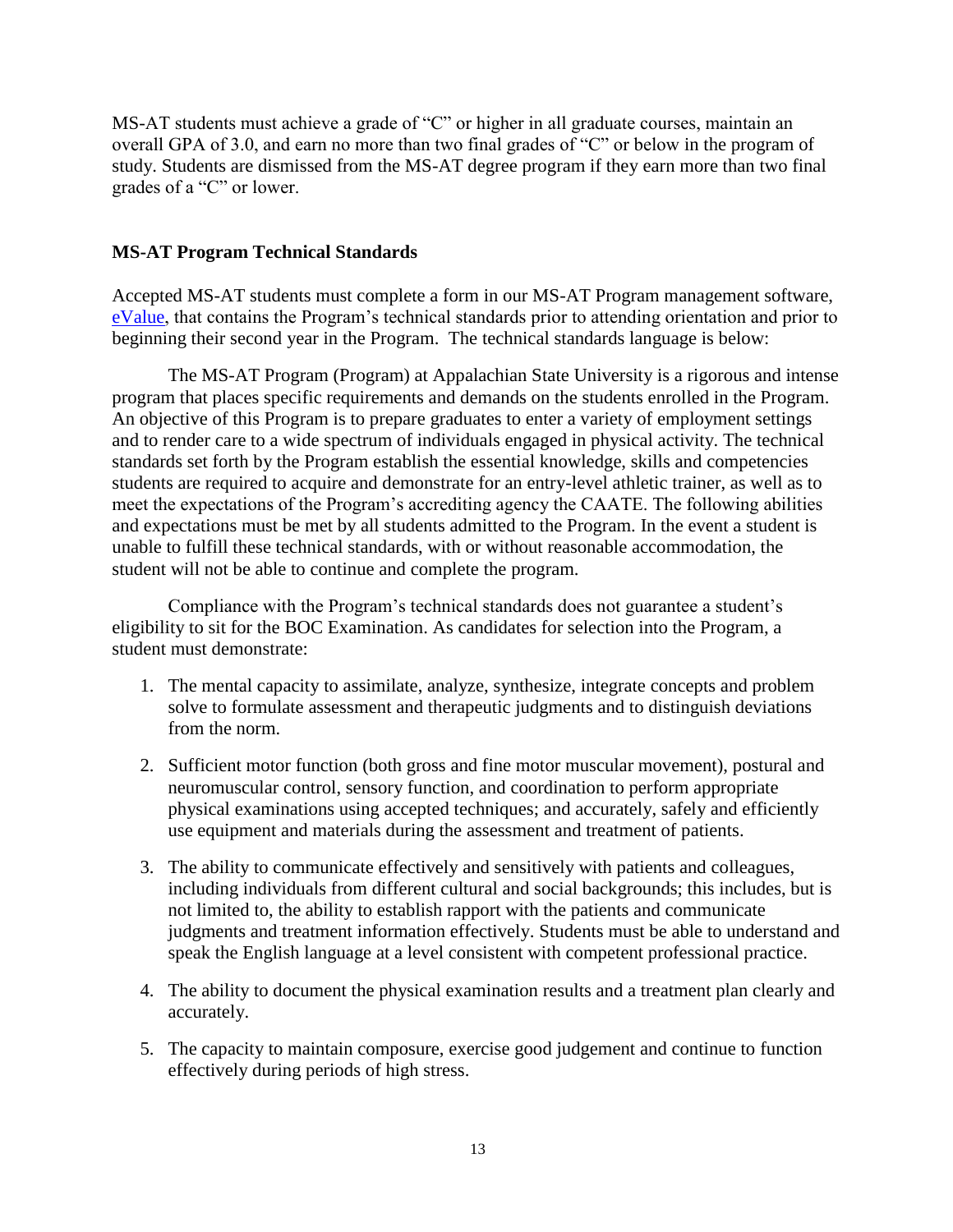MS-AT students must achieve a grade of "C" or higher in all graduate courses, maintain an overall GPA of 3.0, and earn no more than two final grades of "C" or below in the program of study. Students are dismissed from the MS-AT degree program if they earn more than two final grades of a "C" or lower.

### MS-AT Program Technical Standards

Accepted MS-AT students must complete a form in our MS-AT Program management software, eValue, that contains the Program's technical standards prior to attending orientation and prior to beginning their second year in the Program. The technical standards language is below:

The MS-AT Program (Program) at Appalachian State University is a rigorous and intense program that places specific requirements and demands on the students enrolled in the Program. An objective of this Program is to prepare graduates to enter a variety of employment settings and to render care to a wide spectrum of individuals engaged in physical activity. The technical standards set forth by the Program establish the essential knowledge, skills and competencies students are required to acquire and demonstrate for an entry-level athletic trainer, as well as to meet the expectations of the Program's accrediting agency the CAATE. The following abilities and expectations must be met by all students admitted to the Program. In the event a student is unable to fulfill these technical standards, with or without reasonable accommodation, the student will not be able to continue and complete the program.

Compliance with the Program's technical standards does not guarantee a student's eligibility to sit for the BOC Examination. As candidates for selection into the Program, a student must demonstrate:

1. The mental capacity to assimilate, analyze, synthesize, integrate concepts and problem solve to formulate assessment and therapeutic judgments and to distinguish deviations from the norm.
2. Sufficient motor function (both gross and fine motor muscular movement), postural and neuromuscular control, sensory function, and coordination to perform appropriate physical examinations using accepted techniques; and accurately, safely and efficiently use equipment and materials during the assessment and treatment of patients.
3. The ability to communicate effectively and sensitively with patients and colleagues, including individuals from different cultural and social backgrounds; this includes, but is not limited to, the ability to establish rapport with the patients and communicate judgments and treatment information effectively. Students must be able to understand and speak the English language at a level consistent with competent professional practice.
4. The ability to document the physical examination results and a treatment plan clearly and accurately.
5. The capacity to maintain composure, exercise good judgement and continue to function effectively during periods of high stress.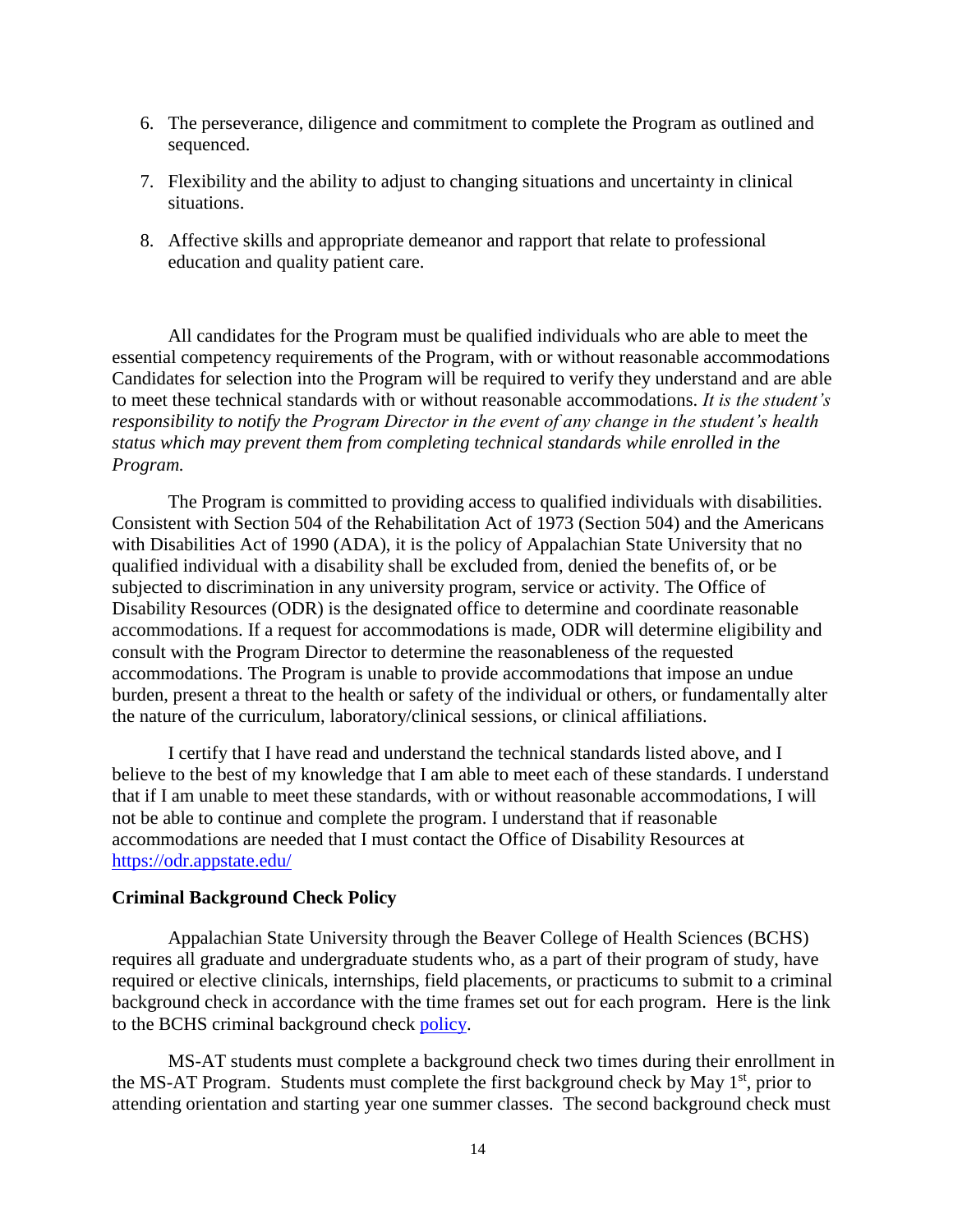6. The perseverance, diligence and commitment to complete the Program as outlined and sequenced.

7. Flexibility and the ability to adjust to changing situations and uncertainty in clinical situations.

8. Affective skills and appropriate demeanor and rapport that relate to professional education and quality patient care.

All candidates for the Program must be qualified individuals who are able to meet the essential competency requirements of the Program, with or without reasonable accommodations Candidates for selection into the Program will be required to verify they understand and are able to meet these technical standards with or without reasonable accommodations. *It is the student's responsibility to notify the Program Director in the event of any change in the student's health status which may prevent them from completing technical standards while enrolled in the Program.*

The Program is committed to providing access to qualified individuals with disabilities. Consistent with Section 504 of the Rehabilitation Act of 1973 (Section 504) and the Americans with Disabilities Act of 1990 (ADA), it is the policy of Appalachian State University that no qualified individual with a disability shall be excluded from, denied the benefits of, or be subjected to discrimination in any university program, service or activity. The Office of Disability Resources (ODR) is the designated office to determine and coordinate reasonable accommodations. If a request for accommodations is made, ODR will determine eligibility and consult with the Program Director to determine the reasonableness of the requested accommodations. The Program is unable to provide accommodations that impose an undue burden, present a threat to the health or safety of the individual or others, or fundamentally alter the nature of the curriculum, laboratory/clinical sessions, or clinical affiliations.

I certify that I have read and understand the technical standards listed above, and I believe to the best of my knowledge that I am able to meet each of these standards. I understand that if I am unable to meet these standards, with or without reasonable accommodations, I will not be able to continue and complete the program. I understand that if reasonable accommodations are needed that I must contact the Office of Disability Resources at [https://odr.appstate.edu/](https://odr.appstate.edu/)

**Criminal Background Check Policy**

Appalachian State University through the Beaver College of Health Sciences (BCHS) requires all graduate and undergraduate students who, as a part of their program of study, have required or elective clinicals, internships, field placements, or practicums to submit to a criminal background check in accordance with the time frames set out for each program. Here is the link to the BCHS criminal background check policy.

MS-AT students must complete a background check two times during their enrollment in the MS-AT Program. Students must complete the first background check by May 1st, prior to attending orientation and starting year one summer classes. The second background check must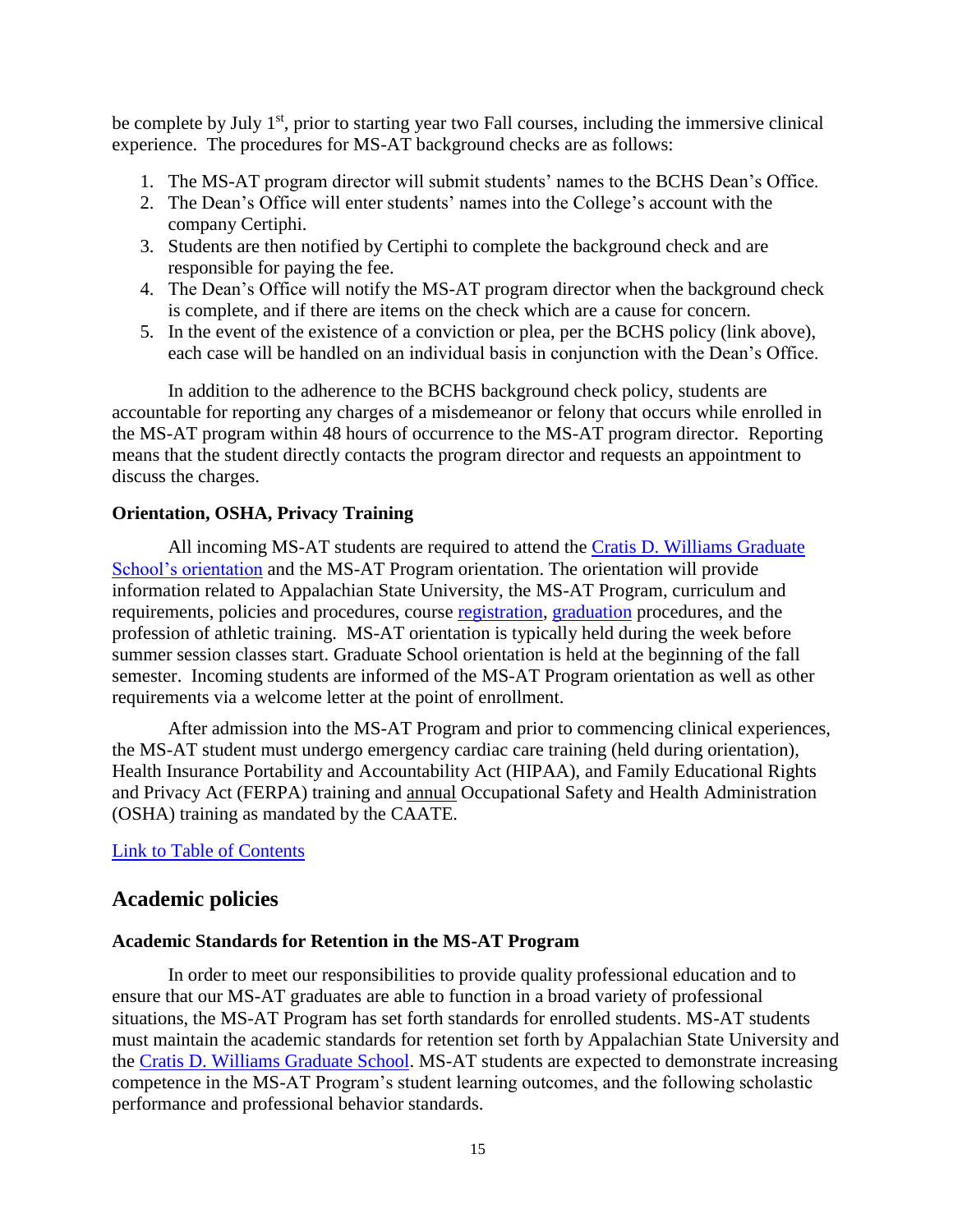be complete by July 1st, prior to starting year two Fall courses, including the immersive clinical experience. The procedures for MS-AT background checks are as follows:

1. The MS-AT program director will submit students' names to the BCHS Dean's Office.
2. The Dean's Office will enter students' names into the College's account with the company Certiphi.
3. Students are then notified by Certiphi to complete the background check and are responsible for paying the fee.
4. The Dean's Office will notify the MS-AT program director when the background check is complete, and if there are items on the check which are a cause for concern.
5. In the event of the existence of a conviction or plea, per the BCHS policy (link above), each case will be handled on an individual basis in conjunction with the Dean's Office.

In addition to the adherence to the BCHS background check policy, students are accountable for reporting any charges of a misdemeanor or felony that occurs while enrolled in the MS-AT program within 48 hours of occurrence to the MS-AT program director. Reporting means that the student directly contacts the program director and requests an appointment to discuss the charges.

### Orientation, OSHA, Privacy Training

All incoming MS-AT students are required to attend the Cratis D. Williams Graduate School's orientation and the MS-AT Program orientation. The orientation will provide information related to Appalachian State University, the MS-AT Program, curriculum and requirements, policies and procedures, course registration, graduation procedures, and the profession of athletic training. MS-AT orientation is typically held during the week before summer session classes start. Graduate School orientation is held at the beginning of the fall semester. Incoming students are informed of the MS-AT Program orientation as well as other requirements via a welcome letter at the point of enrollment.

After admission into the MS-AT Program and prior to commencing clinical experiences, the MS-AT student must undergo emergency cardiac care training (held during orientation), Health Insurance Portability and Accountability Act (HIPAA), and Family Educational Rights and Privacy Act (FERPA) training and annual Occupational Safety and Health Administration (OSHA) training as mandated by the CAATE.

Link to Table of Contents

## Academic policies

### Academic Standards for Retention in the MS-AT Program

In order to meet our responsibilities to provide quality professional education and to ensure that our MS-AT graduates are able to function in a broad variety of professional situations, the MS-AT Program has set forth standards for enrolled students. MS-AT students must maintain the academic standards for retention set forth by Appalachian State University and the Cratis D. Williams Graduate School. MS-AT students are expected to demonstrate increasing competence in the MS-AT Program's student learning outcomes, and the following scholastic performance and professional behavior standards.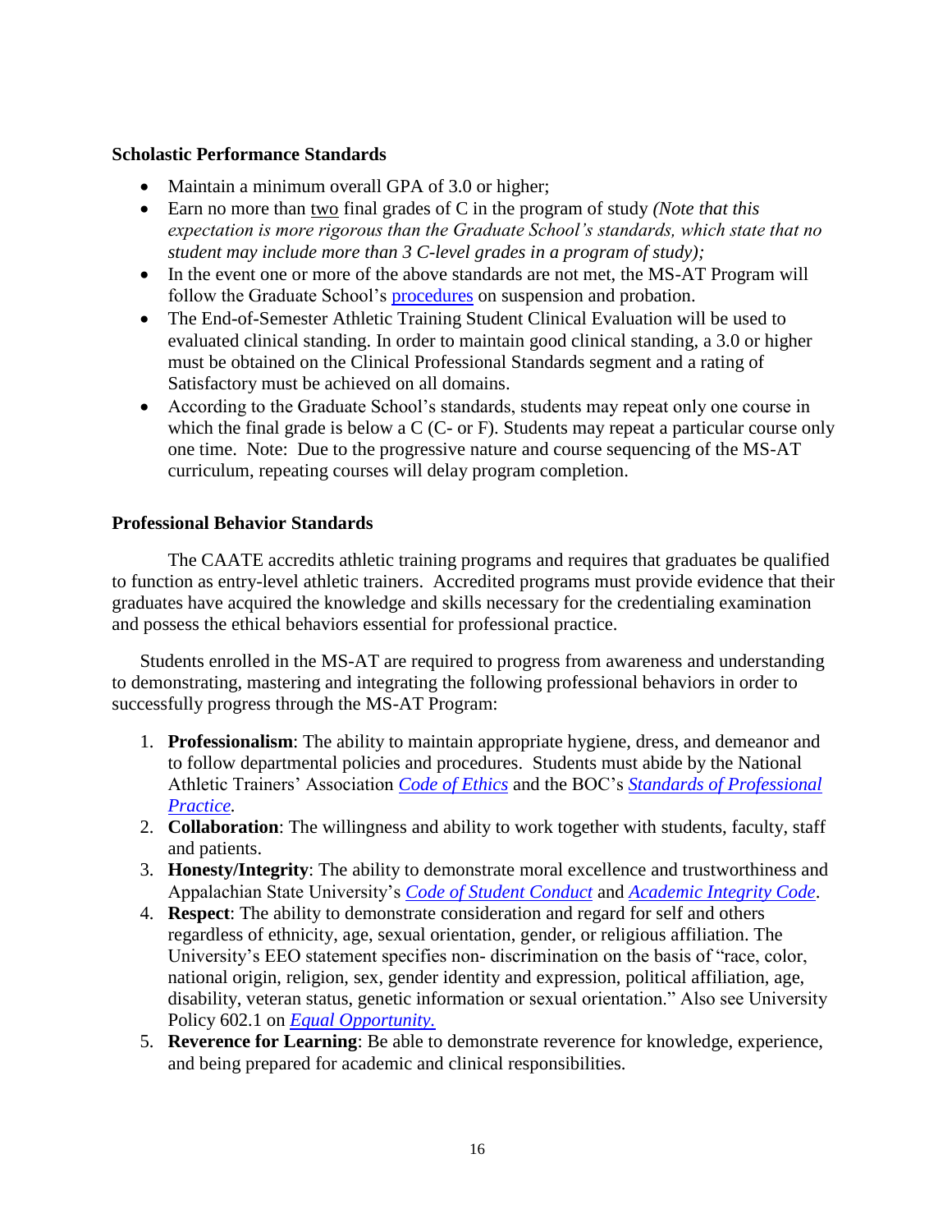### Scholastic Performance Standards

- Maintain a minimum overall GPA of 3.0 or higher;
- Earn no more than two final grades of C in the program of study *(Note that this expectation is more rigorous than the Graduate School's standards, which state that no student may include more than 3 C-level grades in a program of study);*
- In the event one or more of the above standards are not met, the MS-AT Program will follow the Graduate School's procedures on suspension and probation.
- The End-of-Semester Athletic Training Student Clinical Evaluation will be used to evaluated clinical standing. In order to maintain good clinical standing, a 3.0 or higher must be obtained on the Clinical Professional Standards segment and a rating of Satisfactory must be achieved on all domains.
- According to the Graduate School's standards, students may repeat only one course in which the final grade is below a C (C- or F). Students may repeat a particular course only one time. Note: Due to the progressive nature and course sequencing of the MS-AT curriculum, repeating courses will delay program completion.

### Professional Behavior Standards

The CAATE accredits athletic training programs and requires that graduates be qualified to function as entry-level athletic trainers. Accredited programs must provide evidence that their graduates have acquired the knowledge and skills necessary for the credentialing examination and possess the ethical behaviors essential for professional practice.

Students enrolled in the MS-AT are required to progress from awareness and understanding to demonstrating, mastering and integrating the following professional behaviors in order to successfully progress through the MS-AT Program:

1. **Professionalism**: The ability to maintain appropriate hygiene, dress, and demeanor and to follow departmental policies and procedures. Students must abide by the National Athletic Trainers' Association *Code of Ethics* and the BOC's *Standards of Professional Practice.*
2. **Collaboration**: The willingness and ability to work together with students, faculty, staff and patients.
3. **Honesty/Integrity**: The ability to demonstrate moral excellence and trustworthiness and Appalachian State University's *Code of Student Conduct* and *Academic Integrity Code*.
4. **Respect**: The ability to demonstrate consideration and regard for self and others regardless of ethnicity, age, sexual orientation, gender, or religious affiliation. The University's EEO statement specifies non- discrimination on the basis of "race, color, national origin, religion, sex, gender identity and expression, political affiliation, age, disability, veteran status, genetic information or sexual orientation." Also see University Policy 602.1 on *Equal Opportunity.*
5. **Reverence for Learning**: Be able to demonstrate reverence for knowledge, experience, and being prepared for academic and clinical responsibilities.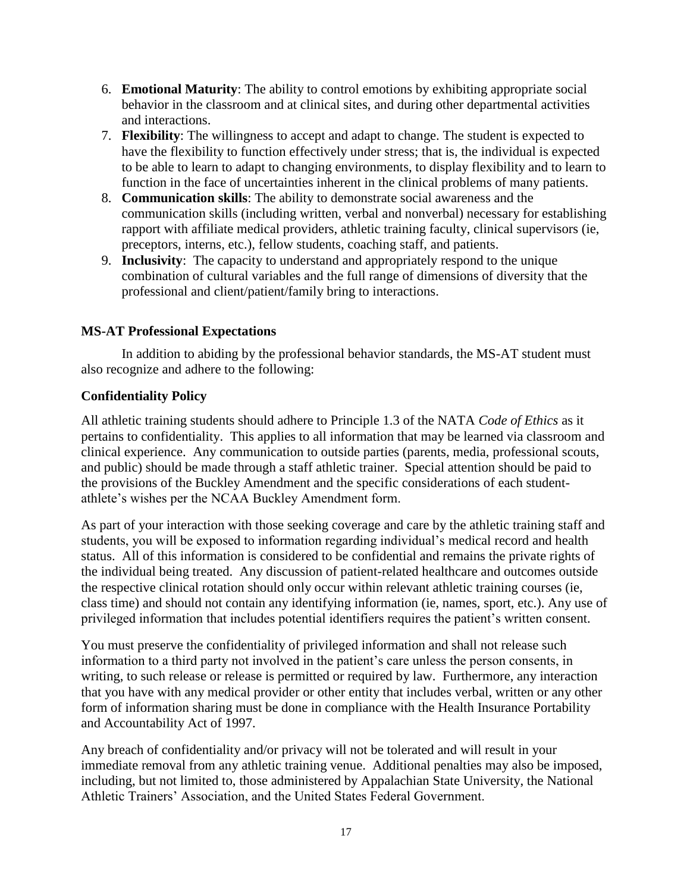6. **Emotional Maturity**: The ability to control emotions by exhibiting appropriate social behavior in the classroom and at clinical sites, and during other departmental activities and interactions.
7. **Flexibility**: The willingness to accept and adapt to change. The student is expected to have the flexibility to function effectively under stress; that is, the individual is expected to be able to learn to adapt to changing environments, to display flexibility and to learn to function in the face of uncertainties inherent in the clinical problems of many patients.
8. **Communication skills**: The ability to demonstrate social awareness and the communication skills (including written, verbal and nonverbal) necessary for establishing rapport with affiliate medical providers, athletic training faculty, clinical supervisors (ie, preceptors, interns, etc.), fellow students, coaching staff, and patients.
9. **Inclusivity**: The capacity to understand and appropriately respond to the unique combination of cultural variables and the full range of dimensions of diversity that the professional and client/patient/family bring to interactions.

### MS-AT Professional Expectations

In addition to abiding by the professional behavior standards, the MS-AT student must also recognize and adhere to the following:

### Confidentiality Policy

All athletic training students should adhere to Principle 1.3 of the NATA *Code of Ethics* as it pertains to confidentiality. This applies to all information that may be learned via classroom and clinical experience. Any communication to outside parties (parents, media, professional scouts, and public) should be made through a staff athletic trainer. Special attention should be paid to the provisions of the Buckley Amendment and the specific considerations of each student-athlete's wishes per the NCAA Buckley Amendment form.

As part of your interaction with those seeking coverage and care by the athletic training staff and students, you will be exposed to information regarding individual's medical record and health status. All of this information is considered to be confidential and remains the private rights of the individual being treated. Any discussion of patient-related healthcare and outcomes outside the respective clinical rotation should only occur within relevant athletic training courses (ie, class time) and should not contain any identifying information (ie, names, sport, etc.). Any use of privileged information that includes potential identifiers requires the patient's written consent.

You must preserve the confidentiality of privileged information and shall not release such information to a third party not involved in the patient's care unless the person consents, in writing, to such release or release is permitted or required by law. Furthermore, any interaction that you have with any medical provider or other entity that includes verbal, written or any other form of information sharing must be done in compliance with the Health Insurance Portability and Accountability Act of 1997.

Any breach of confidentiality and/or privacy will not be tolerated and will result in your immediate removal from any athletic training venue. Additional penalties may also be imposed, including, but not limited to, those administered by Appalachian State University, the National Athletic Trainers' Association, and the United States Federal Government.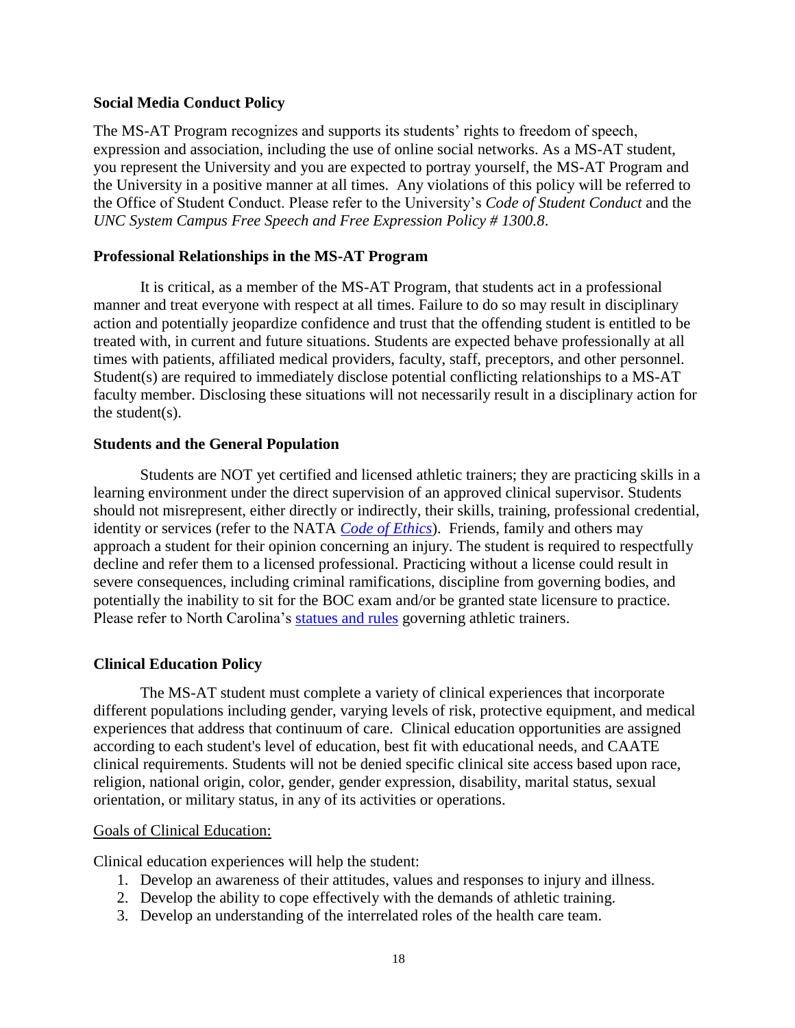**Social Media Conduct Policy**

The MS-AT Program recognizes and supports its students' rights to freedom of speech, expression and association, including the use of online social networks. As a MS-AT student, you represent the University and you are expected to portray yourself, the MS-AT Program and the University in a positive manner at all times. Any violations of this policy will be referred to the Office of Student Conduct. Please refer to the University's *Code of Student Conduct* and the *UNC System Campus Free Speech and Free Expression Policy # 1300.8*.

**Professional Relationships in the MS-AT Program**

It is critical, as a member of the MS-AT Program, that students act in a professional manner and treat everyone with respect at all times. Failure to do so may result in disciplinary action and potentially jeopardize confidence and trust that the offending student is entitled to be treated with, in current and future situations. Students are expected behave professionally at all times with patients, affiliated medical providers, faculty, staff, preceptors, and other personnel. Student(s) are required to immediately disclose potential conflicting relationships to a MS-AT faculty member. Disclosing these situations will not necessarily result in a disciplinary action for the student(s).

**Students and the General Population**

Students are NOT yet certified and licensed athletic trainers; they are practicing skills in a learning environment under the direct supervision of an approved clinical supervisor. Students should not misrepresent, either directly or indirectly, their skills, training, professional credential, identity or services (refer to the NATA *Code of Ethics*). Friends, family and others may approach a student for their opinion concerning an injury. The student is required to respectfully decline and refer them to a licensed professional. Practicing without a license could result in severe consequences, including criminal ramifications, discipline from governing bodies, and potentially the inability to sit for the BOC exam and/or be granted state licensure to practice. Please refer to North Carolina's statues and rules governing athletic trainers.

**Clinical Education Policy**

The MS-AT student must complete a variety of clinical experiences that incorporate different populations including gender, varying levels of risk, protective equipment, and medical experiences that address that continuum of care. Clinical education opportunities are assigned according to each student's level of education, best fit with educational needs, and CAATE clinical requirements. Students will not be denied specific clinical site access based upon race, religion, national origin, color, gender, gender expression, disability, marital status, sexual orientation, or military status, in any of its activities or operations.

Goals of Clinical Education:

Clinical education experiences will help the student:

1. Develop an awareness of their attitudes, values and responses to injury and illness.
2. Develop the ability to cope effectively with the demands of athletic training.
3. Develop an understanding of the interrelated roles of the health care team.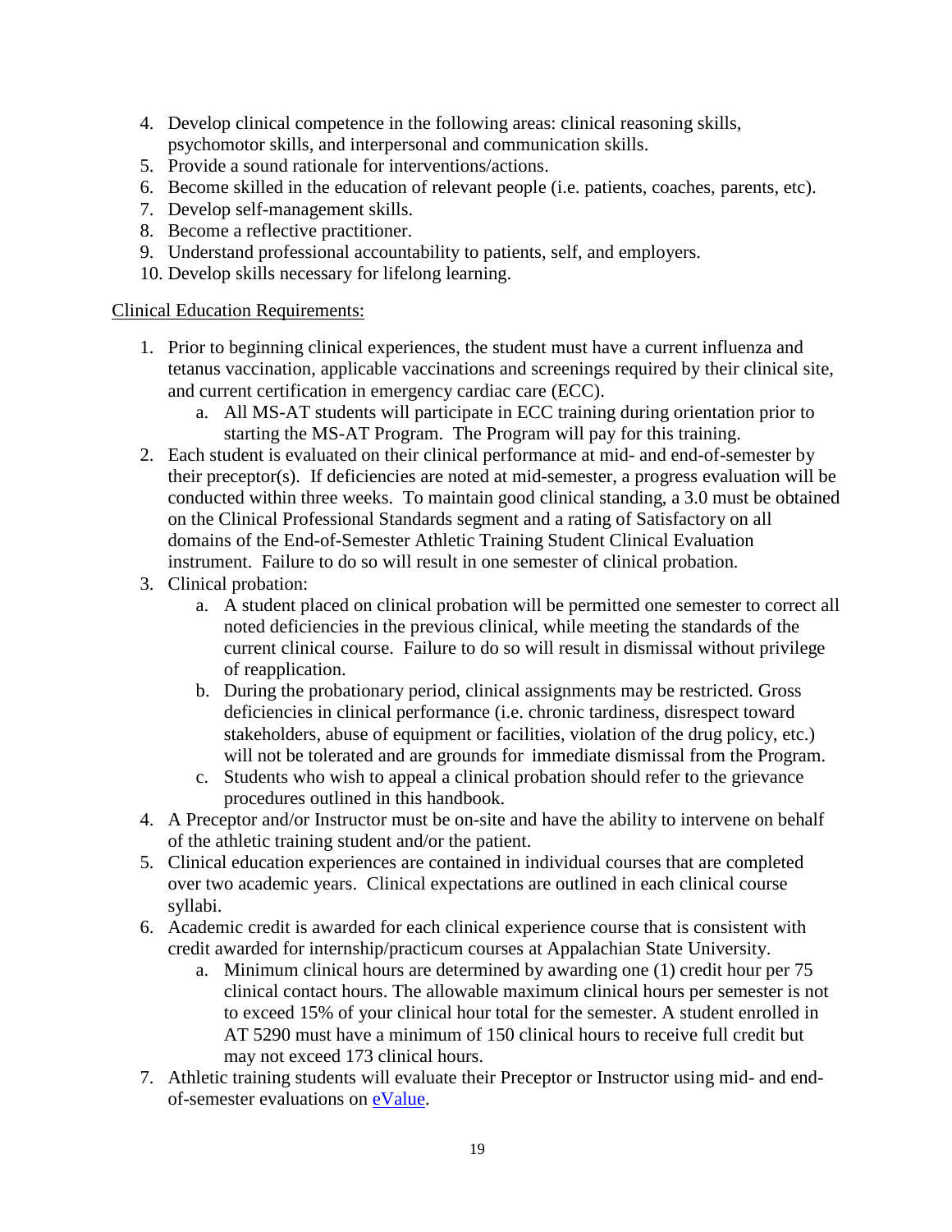4. Develop clinical competence in the following areas: clinical reasoning skills, psychomotor skills, and interpersonal and communication skills.
5. Provide a sound rationale for interventions/actions.
6. Become skilled in the education of relevant people (i.e. patients, coaches, parents, etc).
7. Develop self-management skills.
8. Become a reflective practitioner.
9. Understand professional accountability to patients, self, and employers.
10. Develop skills necessary for lifelong learning.

Clinical Education Requirements:

1. Prior to beginning clinical experiences, the student must have a current influenza and tetanus vaccination, applicable vaccinations and screenings required by their clinical site, and current certification in emergency cardiac care (ECC).
   a. All MS-AT students will participate in ECC training during orientation prior to starting the MS-AT Program. The Program will pay for this training.
2. Each student is evaluated on their clinical performance at mid- and end-of-semester by their preceptor(s). If deficiencies are noted at mid-semester, a progress evaluation will be conducted within three weeks. To maintain good clinical standing, a 3.0 must be obtained on the Clinical Professional Standards segment and a rating of Satisfactory on all domains of the End-of-Semester Athletic Training Student Clinical Evaluation instrument. Failure to do so will result in one semester of clinical probation.
3. Clinical probation:
   a. A student placed on clinical probation will be permitted one semester to correct all noted deficiencies in the previous clinical, while meeting the standards of the current clinical course. Failure to do so will result in dismissal without privilege of reapplication.
   b. During the probationary period, clinical assignments may be restricted. Gross deficiencies in clinical performance (i.e. chronic tardiness, disrespect toward stakeholders, abuse of equipment or facilities, violation of the drug policy, etc.) will not be tolerated and are grounds for immediate dismissal from the Program.
   c. Students who wish to appeal a clinical probation should refer to the grievance procedures outlined in this handbook.
4. A Preceptor and/or Instructor must be on-site and have the ability to intervene on behalf of the athletic training student and/or the patient.
5. Clinical education experiences are contained in individual courses that are completed over two academic years. Clinical expectations are outlined in each clinical course syllabi.
6. Academic credit is awarded for each clinical experience course that is consistent with credit awarded for internship/practicum courses at Appalachian State University.
   a. Minimum clinical hours are determined by awarding one (1) credit hour per 75 clinical contact hours. The allowable maximum clinical hours per semester is not to exceed 15% of your clinical hour total for the semester. A student enrolled in AT 5290 must have a minimum of 150 clinical hours to receive full credit but may not exceed 173 clinical hours.
7. Athletic training students will evaluate their Preceptor or Instructor using mid- and end-of-semester evaluations on eValue.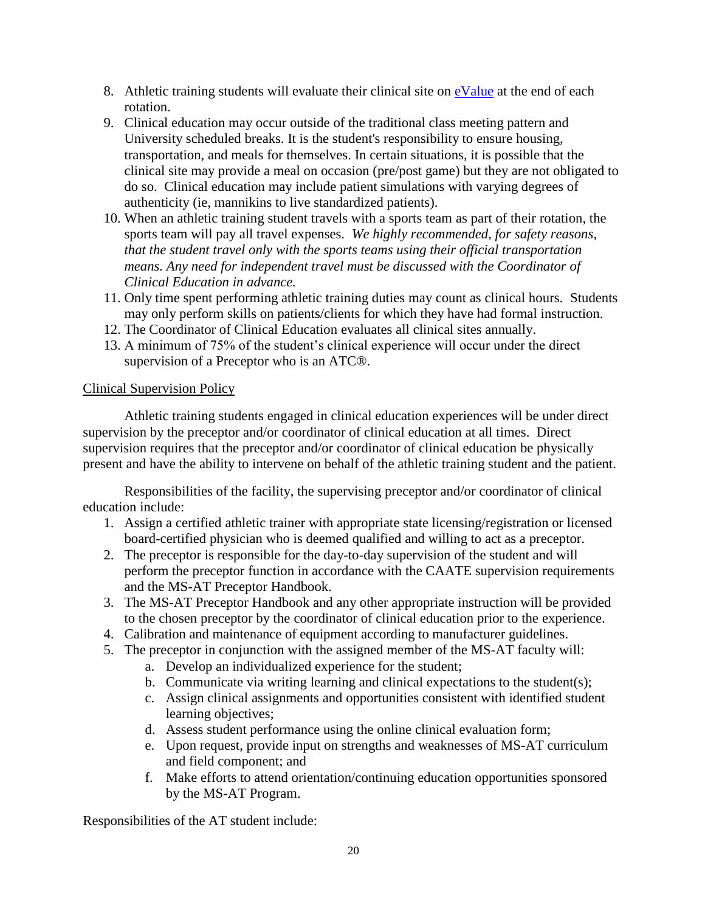8. Athletic training students will evaluate their clinical site on [eValue](eValue) at the end of each rotation.
9. Clinical education may occur outside of the traditional class meeting pattern and University scheduled breaks. It is the student's responsibility to ensure housing, transportation, and meals for themselves. In certain situations, it is possible that the clinical site may provide a meal on occasion (pre/post game) but they are not obligated to do so. Clinical education may include patient simulations with varying degrees of authenticity (ie, mannikins to live standardized patients).
10. When an athletic training student travels with a sports team as part of their rotation, the sports team will pay all travel expenses. *We highly recommended, for safety reasons, that the student travel only with the sports teams using their official transportation means. Any need for independent travel must be discussed with the Coordinator of Clinical Education in advance.*
11. Only time spent performing athletic training duties may count as clinical hours. Students may only perform skills on patients/clients for which they have had formal instruction.
12. The Coordinator of Clinical Education evaluates all clinical sites annually.
13. A minimum of 75% of the student's clinical experience will occur under the direct supervision of a Preceptor who is an ATC®.

<u>Clinical Supervision Policy</u>

Athletic training students engaged in clinical education experiences will be under direct supervision by the preceptor and/or coordinator of clinical education at all times. Direct supervision requires that the preceptor and/or coordinator of clinical education be physically present and have the ability to intervene on behalf of the athletic training student and the patient.

Responsibilities of the facility, the supervising preceptor and/or coordinator of clinical education include:

1. Assign a certified athletic trainer with appropriate state licensing/registration or licensed board-certified physician who is deemed qualified and willing to act as a preceptor.
2. The preceptor is responsible for the day-to-day supervision of the student and will perform the preceptor function in accordance with the CAATE supervision requirements and the MS-AT Preceptor Handbook.
3. The MS-AT Preceptor Handbook and any other appropriate instruction will be provided to the chosen preceptor by the coordinator of clinical education prior to the experience.
4. Calibration and maintenance of equipment according to manufacturer guidelines.
5. The preceptor in conjunction with the assigned member of the MS-AT faculty will:
    a. Develop an individualized experience for the student;
    b. Communicate via writing learning and clinical expectations to the student(s);
    c. Assign clinical assignments and opportunities consistent with identified student learning objectives;
    d. Assess student performance using the online clinical evaluation form;
    e. Upon request, provide input on strengths and weaknesses of MS-AT curriculum and field component; and
    f. Make efforts to attend orientation/continuing education opportunities sponsored by the MS-AT Program.

Responsibilities of the AT student include: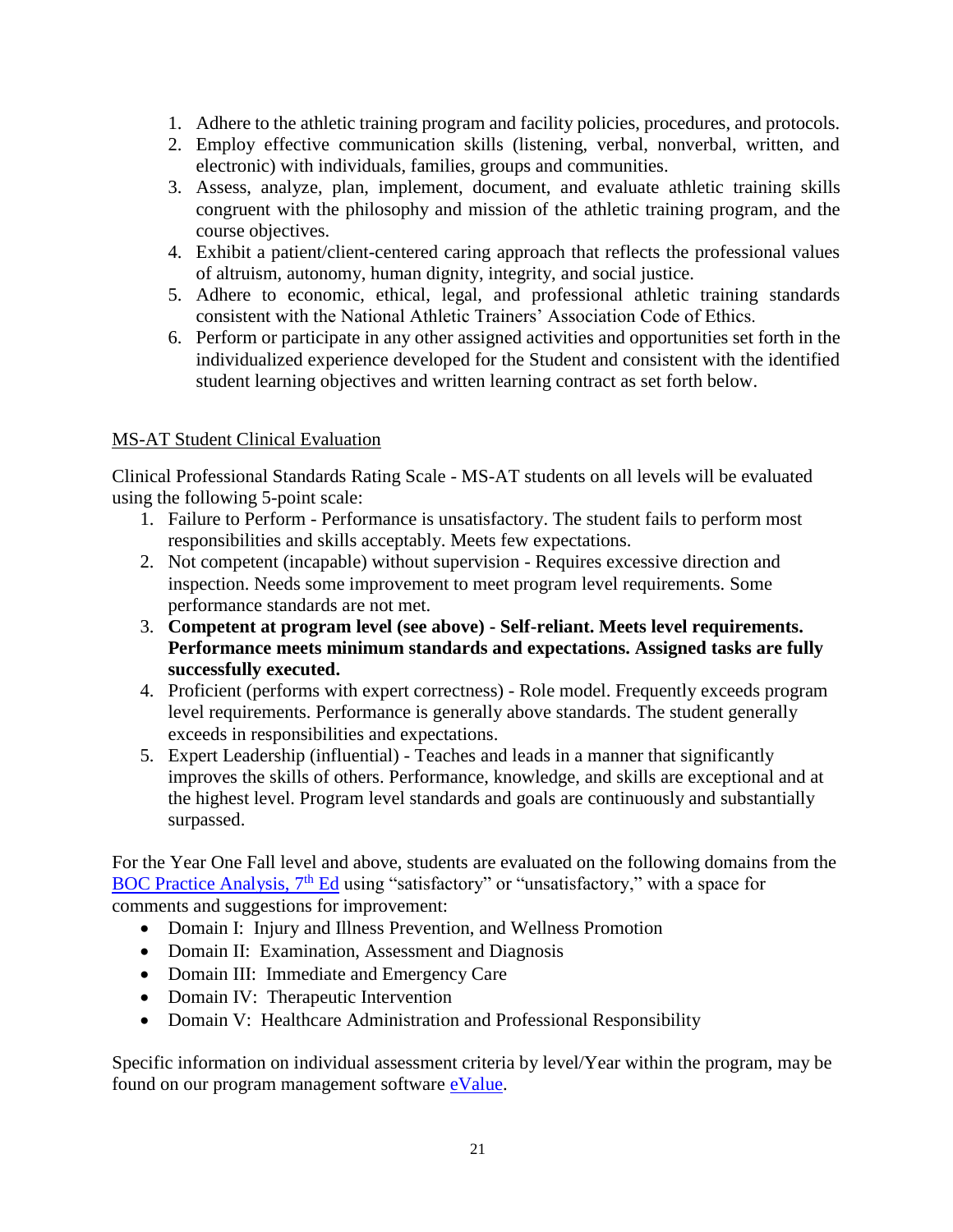1. Adhere to the athletic training program and facility policies, procedures, and protocols.
2. Employ effective communication skills (listening, verbal, nonverbal, written, and electronic) with individuals, families, groups and communities.
3. Assess, analyze, plan, implement, document, and evaluate athletic training skills congruent with the philosophy and mission of the athletic training program, and the course objectives.
4. Exhibit a patient/client-centered caring approach that reflects the professional values of altruism, autonomy, human dignity, integrity, and social justice.
5. Adhere to economic, ethical, legal, and professional athletic training standards consistent with the National Athletic Trainers' Association Code of Ethics.
6. Perform or participate in any other assigned activities and opportunities set forth in the individualized experience developed for the Student and consistent with the identified student learning objectives and written learning contract as set forth below.

MS-AT Student Clinical Evaluation

Clinical Professional Standards Rating Scale - MS-AT students on all levels will be evaluated using the following 5-point scale:

1. Failure to Perform - Performance is unsatisfactory. The student fails to perform most responsibilities and skills acceptably. Meets few expectations.
2. Not competent (incapable) without supervision - Requires excessive direction and inspection. Needs some improvement to meet program level requirements. Some performance standards are not met.
3. **Competent at program level (see above) - Self-reliant. Meets level requirements. Performance meets minimum standards and expectations. Assigned tasks are fully successfully executed.**
4. Proficient (performs with expert correctness) - Role model. Frequently exceeds program level requirements. Performance is generally above standards. The student generally exceeds in responsibilities and expectations.
5. Expert Leadership (influential) - Teaches and leads in a manner that significantly improves the skills of others. Performance, knowledge, and skills are exceptional and at the highest level. Program level standards and goals are continuously and substantially surpassed.

For the Year One Fall level and above, students are evaluated on the following domains from the BOC Practice Analysis, 7th Ed using "satisfactory" or "unsatisfactory," with a space for comments and suggestions for improvement:

- Domain I: Injury and Illness Prevention, and Wellness Promotion
- Domain II: Examination, Assessment and Diagnosis
- Domain III: Immediate and Emergency Care
- Domain IV: Therapeutic Intervention
- Domain V: Healthcare Administration and Professional Responsibility

Specific information on individual assessment criteria by level/Year within the program, may be found on our program management software eValue.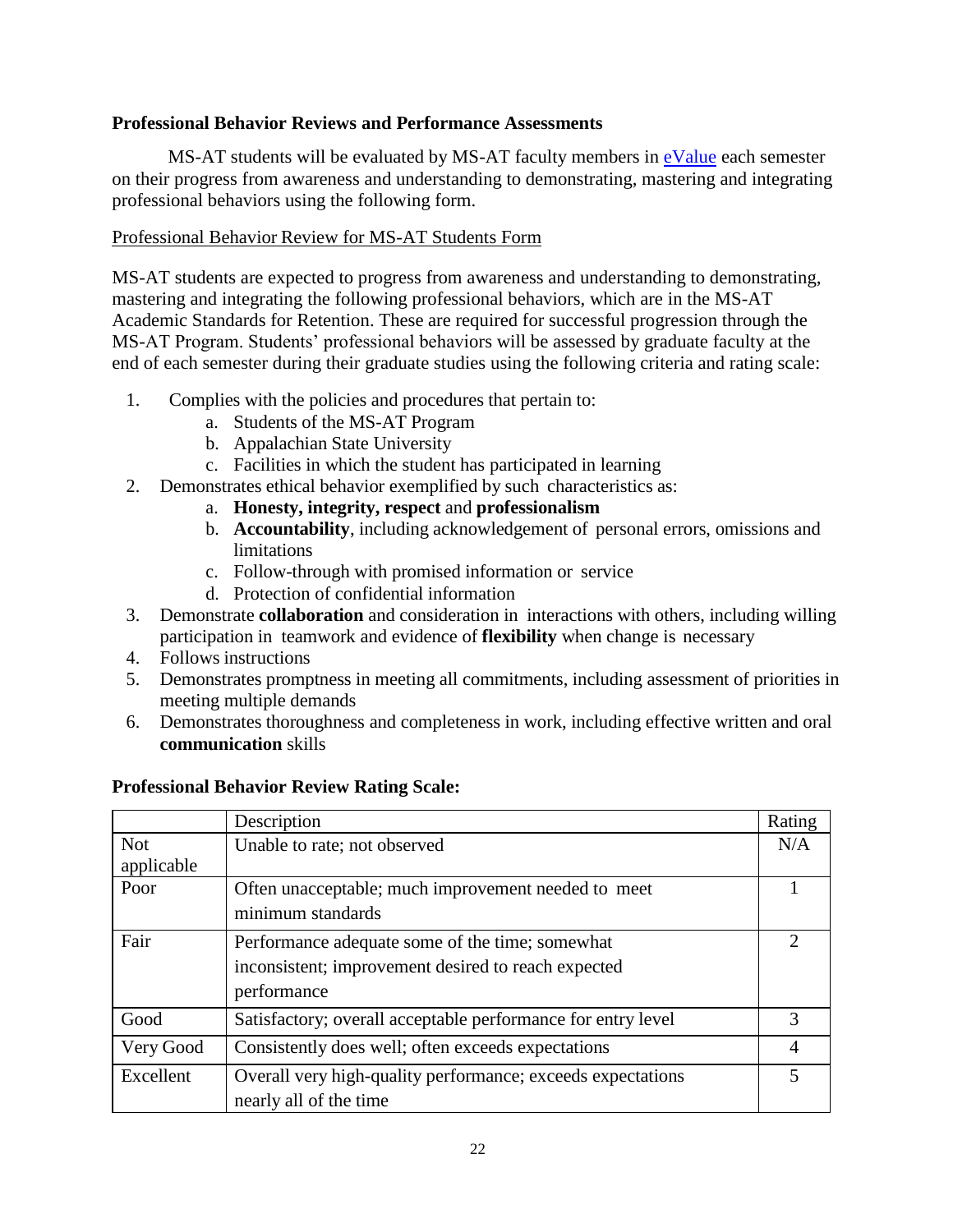**Professional Behavior Reviews and Performance Assessments**

MS-AT students will be evaluated by MS-AT faculty members in [eValue](#) each semester on their progress from awareness and understanding to demonstrating, mastering and integrating professional behaviors using the following form.

Professional Behavior Review for MS-AT Students Form

MS-AT students are expected to progress from awareness and understanding to demonstrating, mastering and integrating the following professional behaviors, which are in the MS-AT Academic Standards for Retention. These are required for successful progression through the MS-AT Program. Students' professional behaviors will be assessed by graduate faculty at the end of each semester during their graduate studies using the following criteria and rating scale:

1. Complies with the policies and procedures that pertain to:
   a. Students of the MS-AT Program
   b. Appalachian State University
   c. Facilities in which the student has participated in learning
2. Demonstrates ethical behavior exemplified by such characteristics as:
   a. **Honesty, integrity, respect** and **professionalism**
   b. **Accountability**, including acknowledgement of personal errors, omissions and limitations
   c. Follow-through with promised information or service
   d. Protection of confidential information
3. Demonstrate **collaboration** and consideration in interactions with others, including willing participation in teamwork and evidence of **flexibility** when change is necessary
4. Follows instructions
5. Demonstrates promptness in meeting all commitments, including assessment of priorities in meeting multiple demands
6. Demonstrates thoroughness and completeness in work, including effective written and oral **communication** skills

**Professional Behavior Review Rating Scale:**

| | Description | Rating |
|---|---|---|
| Not applicable | Unable to rate; not observed | N/A |
| Poor | Often unacceptable; much improvement needed to meet minimum standards | 1 |
| Fair | Performance adequate some of the time; somewhat inconsistent; improvement desired to reach expected performance | 2 |
| Good | Satisfactory; overall acceptable performance for entry level | 3 |
| Very Good | Consistently does well; often exceeds expectations | 4 |
| Excellent | Overall very high-quality performance; exceeds expectations nearly all of the time | 5 |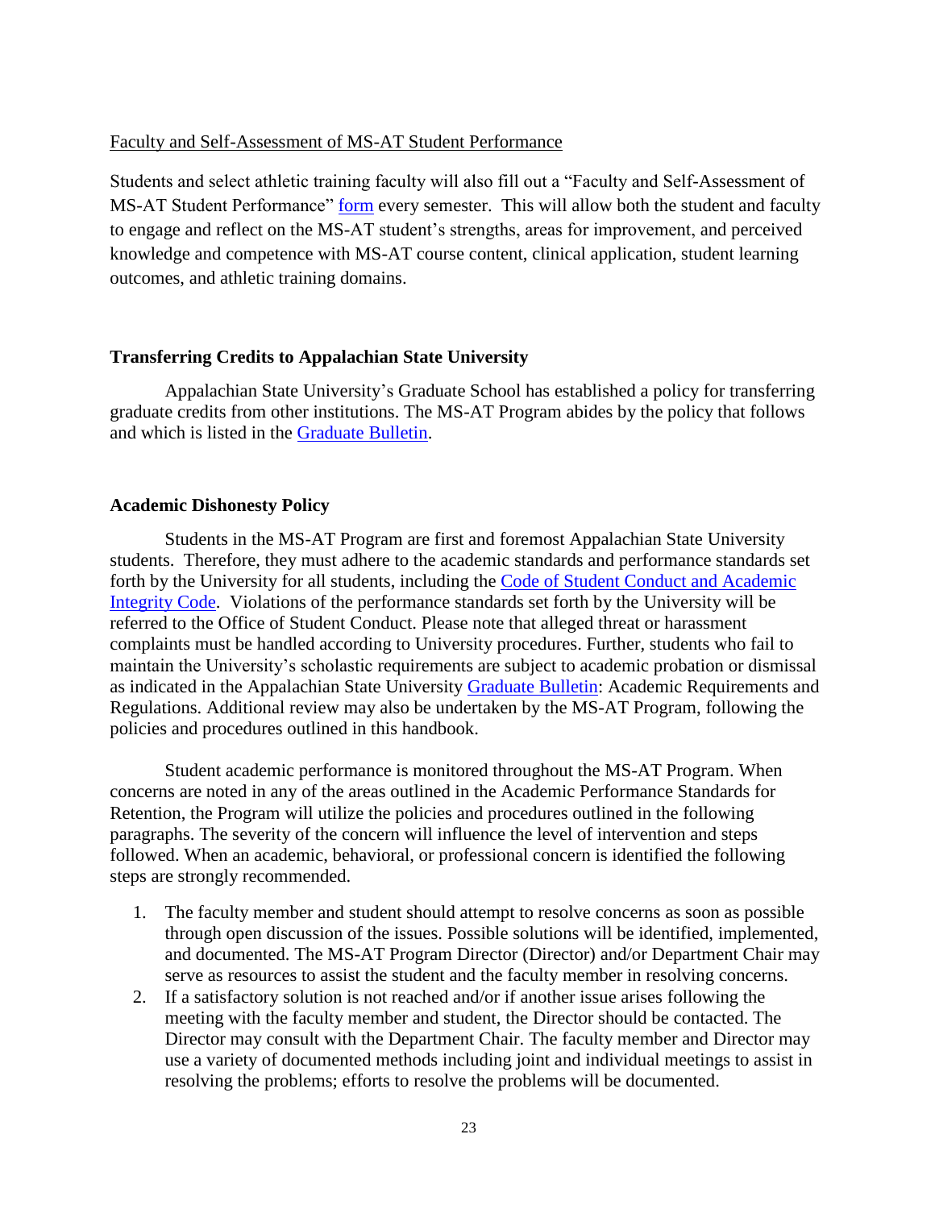Faculty and Self-Assessment of MS-AT Student Performance

Students and select athletic training faculty will also fill out a "Faculty and Self-Assessment of MS-AT Student Performance" form every semester. This will allow both the student and faculty to engage and reflect on the MS-AT student's strengths, areas for improvement, and perceived knowledge and competence with MS-AT course content, clinical application, student learning outcomes, and athletic training domains.

## Transferring Credits to Appalachian State University

Appalachian State University's Graduate School has established a policy for transferring graduate credits from other institutions. The MS-AT Program abides by the policy that follows and which is listed in the Graduate Bulletin.

## Academic Dishonesty Policy

Students in the MS-AT Program are first and foremost Appalachian State University students. Therefore, they must adhere to the academic standards and performance standards set forth by the University for all students, including the Code of Student Conduct and Academic Integrity Code. Violations of the performance standards set forth by the University will be referred to the Office of Student Conduct. Please note that alleged threat or harassment complaints must be handled according to University procedures. Further, students who fail to maintain the University's scholastic requirements are subject to academic probation or dismissal as indicated in the Appalachian State University Graduate Bulletin: Academic Requirements and Regulations. Additional review may also be undertaken by the MS-AT Program, following the policies and procedures outlined in this handbook.

Student academic performance is monitored throughout the MS-AT Program. When concerns are noted in any of the areas outlined in the Academic Performance Standards for Retention, the Program will utilize the policies and procedures outlined in the following paragraphs. The severity of the concern will influence the level of intervention and steps followed. When an academic, behavioral, or professional concern is identified the following steps are strongly recommended.

1. The faculty member and student should attempt to resolve concerns as soon as possible through open discussion of the issues. Possible solutions will be identified, implemented, and documented. The MS-AT Program Director (Director) and/or Department Chair may serve as resources to assist the student and the faculty member in resolving concerns.
2. If a satisfactory solution is not reached and/or if another issue arises following the meeting with the faculty member and student, the Director should be contacted. The Director may consult with the Department Chair. The faculty member and Director may use a variety of documented methods including joint and individual meetings to assist in resolving the problems; efforts to resolve the problems will be documented.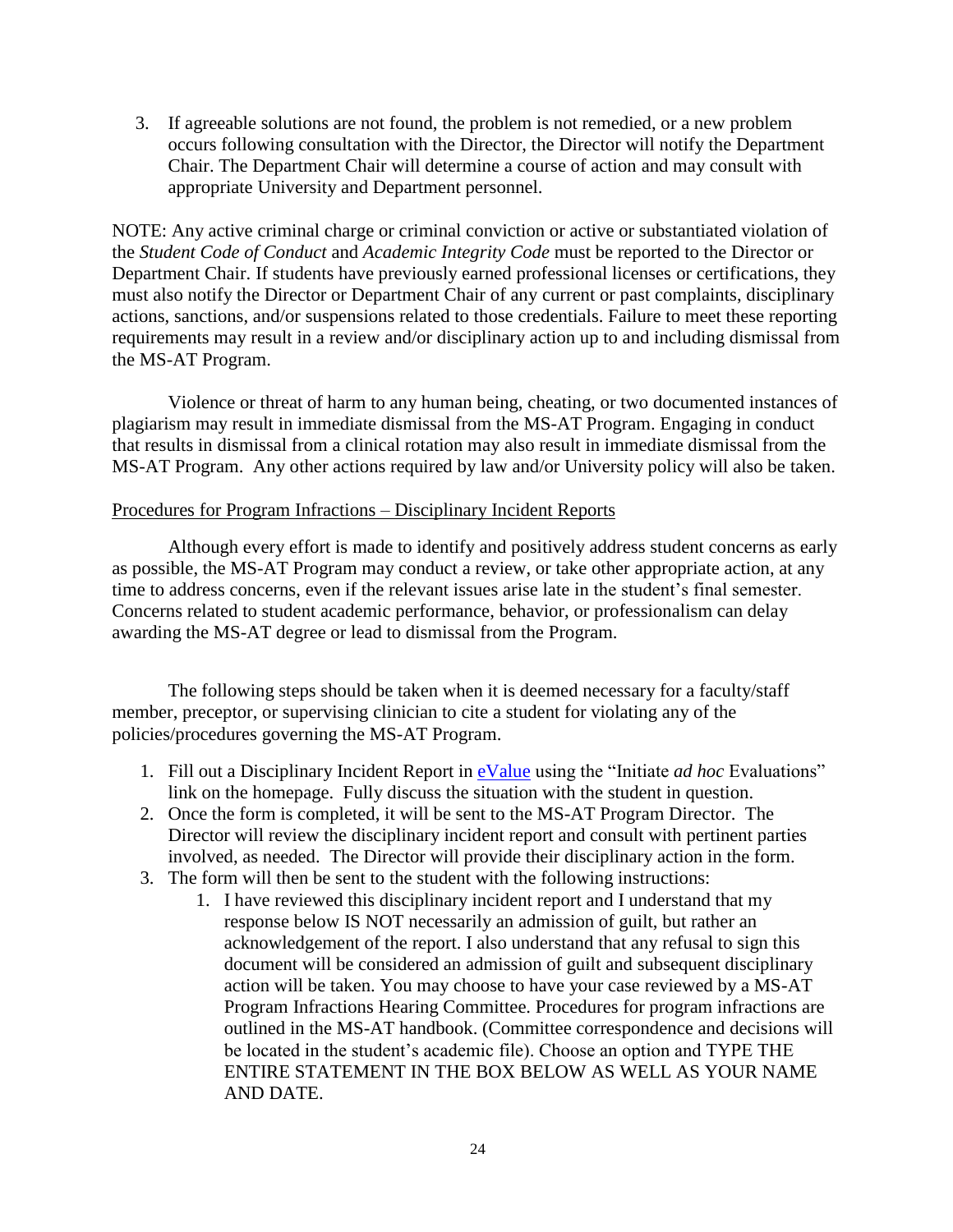3. If agreeable solutions are not found, the problem is not remedied, or a new problem occurs following consultation with the Director, the Director will notify the Department Chair. The Department Chair will determine a course of action and may consult with appropriate University and Department personnel.

NOTE: Any active criminal charge or criminal conviction or active or substantiated violation of the *Student Code of Conduct* and *Academic Integrity Code* must be reported to the Director or Department Chair. If students have previously earned professional licenses or certifications, they must also notify the Director or Department Chair of any current or past complaints, disciplinary actions, sanctions, and/or suspensions related to those credentials. Failure to meet these reporting requirements may result in a review and/or disciplinary action up to and including dismissal from the MS-AT Program.

Violence or threat of harm to any human being, cheating, or two documented instances of plagiarism may result in immediate dismissal from the MS-AT Program. Engaging in conduct that results in dismissal from a clinical rotation may also result in immediate dismissal from the MS-AT Program. Any other actions required by law and/or University policy will also be taken.

Procedures for Program Infractions – Disciplinary Incident Reports

Although every effort is made to identify and positively address student concerns as early as possible, the MS-AT Program may conduct a review, or take other appropriate action, at any time to address concerns, even if the relevant issues arise late in the student's final semester. Concerns related to student academic performance, behavior, or professionalism can delay awarding the MS-AT degree or lead to dismissal from the Program.

The following steps should be taken when it is deemed necessary for a faculty/staff member, preceptor, or supervising clinician to cite a student for violating any of the policies/procedures governing the MS-AT Program.

1. Fill out a Disciplinary Incident Report in eValue using the "Initiate *ad hoc* Evaluations" link on the homepage. Fully discuss the situation with the student in question.
2. Once the form is completed, it will be sent to the MS-AT Program Director. The Director will review the disciplinary incident report and consult with pertinent parties involved, as needed. The Director will provide their disciplinary action in the form.
3. The form will then be sent to the student with the following instructions:
    1. I have reviewed this disciplinary incident report and I understand that my response below IS NOT necessarily an admission of guilt, but rather an acknowledgement of the report. I also understand that any refusal to sign this document will be considered an admission of guilt and subsequent disciplinary action will be taken. You may choose to have your case reviewed by a MS-AT Program Infractions Hearing Committee. Procedures for program infractions are outlined in the MS-AT handbook. (Committee correspondence and decisions will be located in the student's academic file). Choose an option and TYPE THE ENTIRE STATEMENT IN THE BOX BELOW AS WELL AS YOUR NAME AND DATE.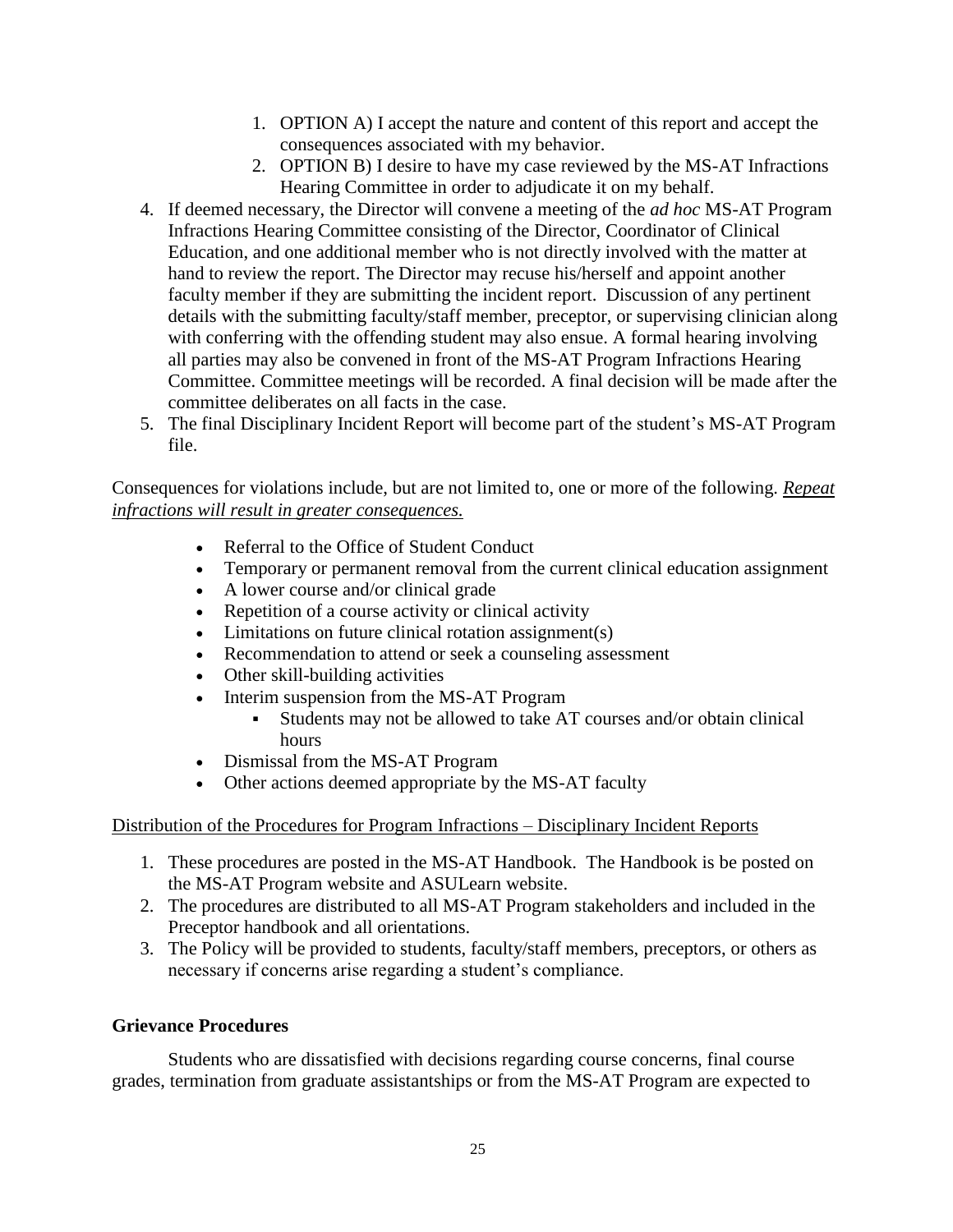1. OPTION A) I accept the nature and content of this report and accept the consequences associated with my behavior.
   2. OPTION B) I desire to have my case reviewed by the MS-AT Infractions Hearing Committee in order to adjudicate it on my behalf.
4. If deemed necessary, the Director will convene a meeting of the *ad hoc* MS-AT Program Infractions Hearing Committee consisting of the Director, Coordinator of Clinical Education, and one additional member who is not directly involved with the matter at hand to review the report. The Director may recuse his/herself and appoint another faculty member if they are submitting the incident report. Discussion of any pertinent details with the submitting faculty/staff member, preceptor, or supervising clinician along with conferring with the offending student may also ensue. A formal hearing involving all parties may also be convened in front of the MS-AT Program Infractions Hearing Committee. Committee meetings will be recorded. A final decision will be made after the committee deliberates on all facts in the case.
5. The final Disciplinary Incident Report will become part of the student's MS-AT Program file.

Consequences for violations include, but are not limited to, one or more of the following. *Repeat infractions will result in greater consequences.*

- Referral to the Office of Student Conduct
- Temporary or permanent removal from the current clinical education assignment
- A lower course and/or clinical grade
- Repetition of a course activity or clinical activity
- Limitations on future clinical rotation assignment(s)
- Recommendation to attend or seek a counseling assessment
- Other skill-building activities
- Interim suspension from the MS-AT Program
  - Students may not be allowed to take AT courses and/or obtain clinical hours
- Dismissal from the MS-AT Program
- Other actions deemed appropriate by the MS-AT faculty

Distribution of the Procedures for Program Infractions – Disciplinary Incident Reports

1. These procedures are posted in the MS-AT Handbook. The Handbook is be posted on the MS-AT Program website and ASULearn website.
2. The procedures are distributed to all MS-AT Program stakeholders and included in the Preceptor handbook and all orientations.
3. The Policy will be provided to students, faculty/staff members, preceptors, or others as necessary if concerns arise regarding a student's compliance.

**Grievance Procedures**

Students who are dissatisfied with decisions regarding course concerns, final course grades, termination from graduate assistantships or from the MS-AT Program are expected to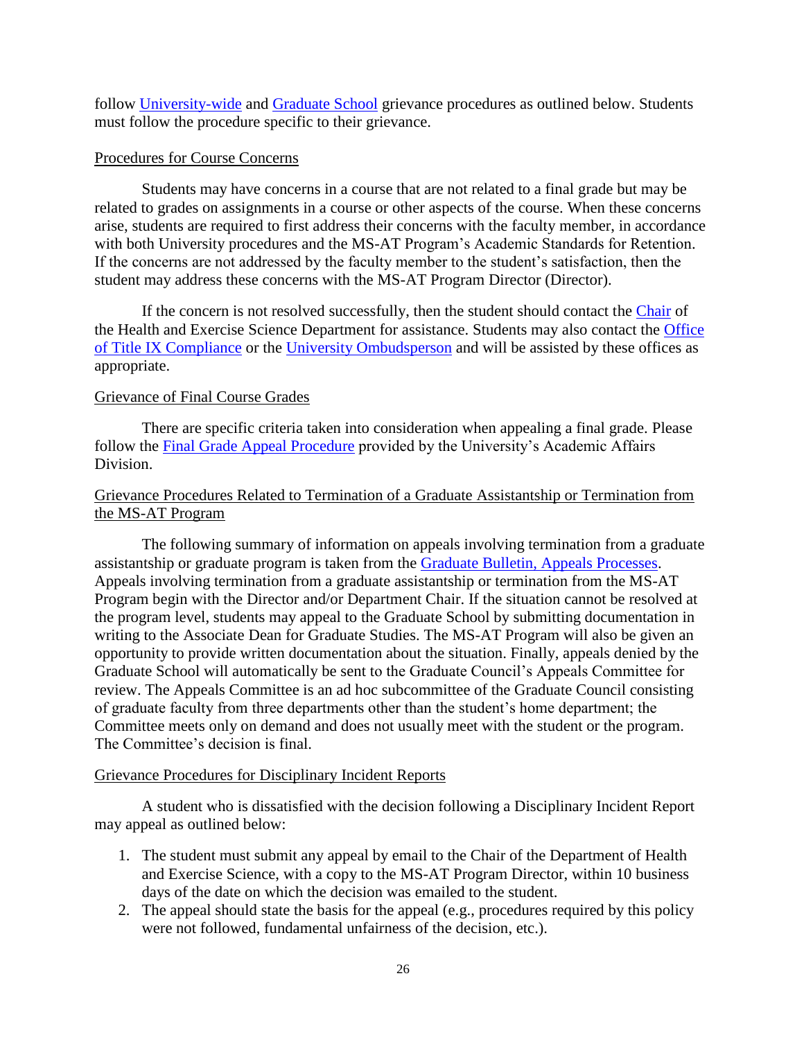follow [University-wide] and [Graduate School] grievance procedures as outlined below. Students must follow the procedure specific to their grievance.

<u>Procedures for Course Concerns</u>

Students may have concerns in a course that are not related to a final grade but may be related to grades on assignments in a course or other aspects of the course. When these concerns arise, students are required to first address their concerns with the faculty member, in accordance with both University procedures and the MS-AT Program's Academic Standards for Retention. If the concerns are not addressed by the faculty member to the student's satisfaction, then the student may address these concerns with the MS-AT Program Director (Director).

If the concern is not resolved successfully, then the student should contact the Chair of the Health and Exercise Science Department for assistance. Students may also contact the Office of Title IX Compliance or the University Ombudsperson and will be assisted by these offices as appropriate.

<u>Grievance of Final Course Grades</u>

There are specific criteria taken into consideration when appealing a final grade. Please follow the Final Grade Appeal Procedure provided by the University's Academic Affairs Division.

<u>Grievance Procedures Related to Termination of a Graduate Assistantship or Termination from the MS-AT Program</u>

The following summary of information on appeals involving termination from a graduate assistantship or graduate program is taken from the Graduate Bulletin, Appeals Processes. Appeals involving termination from a graduate assistantship or termination from the MS-AT Program begin with the Director and/or Department Chair. If the situation cannot be resolved at the program level, students may appeal to the Graduate School by submitting documentation in writing to the Associate Dean for Graduate Studies. The MS-AT Program will also be given an opportunity to provide written documentation about the situation. Finally, appeals denied by the Graduate School will automatically be sent to the Graduate Council's Appeals Committee for review. The Appeals Committee is an ad hoc subcommittee of the Graduate Council consisting of graduate faculty from three departments other than the student's home department; the Committee meets only on demand and does not usually meet with the student or the program. The Committee's decision is final.

<u>Grievance Procedures for Disciplinary Incident Reports</u>

A student who is dissatisfied with the decision following a Disciplinary Incident Report may appeal as outlined below:

1. The student must submit any appeal by email to the Chair of the Department of Health and Exercise Science, with a copy to the MS-AT Program Director, within 10 business days of the date on which the decision was emailed to the student.
2. The appeal should state the basis for the appeal (e.g., procedures required by this policy were not followed, fundamental unfairness of the decision, etc.).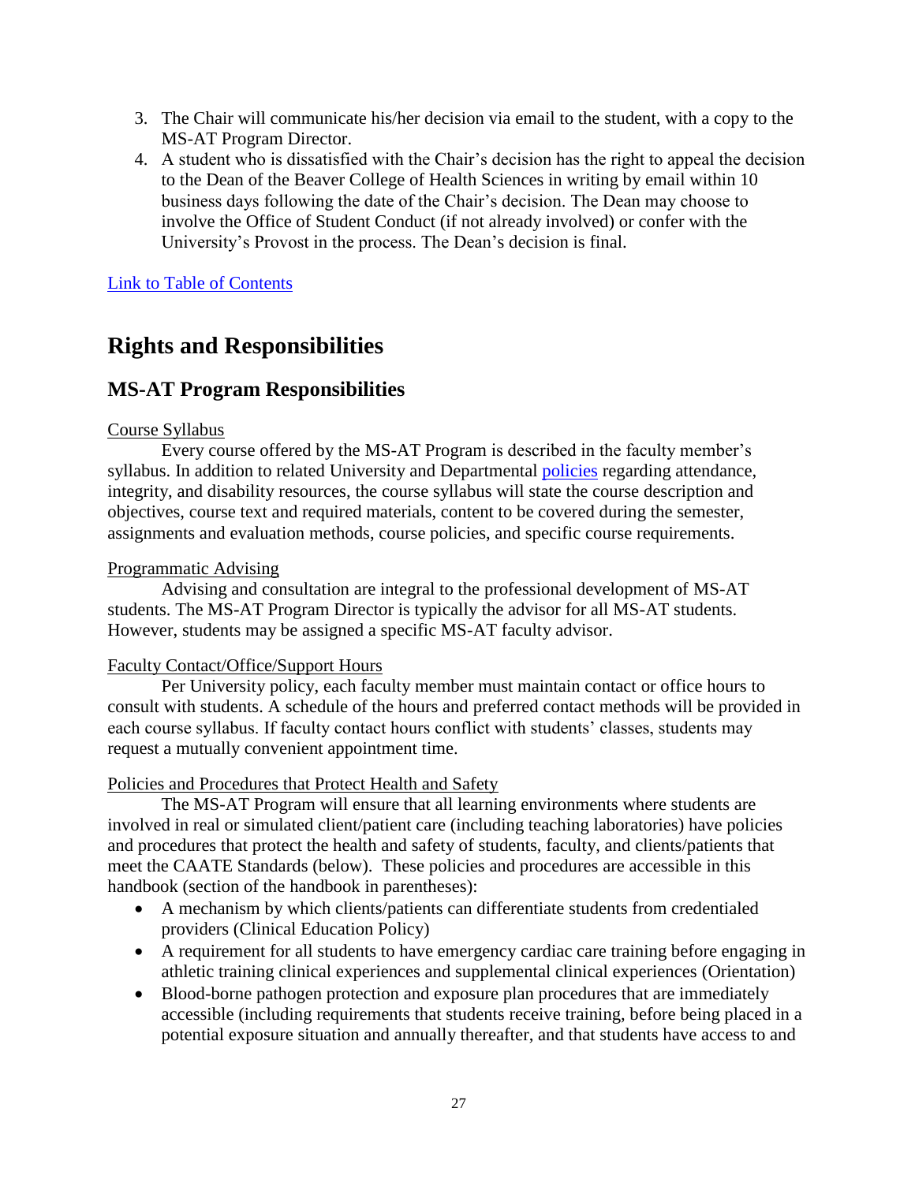3. The Chair will communicate his/her decision via email to the student, with a copy to the MS-AT Program Director.
4. A student who is dissatisfied with the Chair's decision has the right to appeal the decision to the Dean of the Beaver College of Health Sciences in writing by email within 10 business days following the date of the Chair's decision. The Dean may choose to involve the Office of Student Conduct (if not already involved) or confer with the University's Provost in the process. The Dean's decision is final.

Link to Table of Contents

# Rights and Responsibilities

## MS-AT Program Responsibilities

Course Syllabus

Every course offered by the MS-AT Program is described in the faculty member's syllabus. In addition to related University and Departmental policies regarding attendance, integrity, and disability resources, the course syllabus will state the course description and objectives, course text and required materials, content to be covered during the semester, assignments and evaluation methods, course policies, and specific course requirements.

Programmatic Advising

Advising and consultation are integral to the professional development of MS-AT students. The MS-AT Program Director is typically the advisor for all MS-AT students. However, students may be assigned a specific MS-AT faculty advisor.

Faculty Contact/Office/Support Hours

Per University policy, each faculty member must maintain contact or office hours to consult with students. A schedule of the hours and preferred contact methods will be provided in each course syllabus. If faculty contact hours conflict with students' classes, students may request a mutually convenient appointment time.

Policies and Procedures that Protect Health and Safety

The MS-AT Program will ensure that all learning environments where students are involved in real or simulated client/patient care (including teaching laboratories) have policies and procedures that protect the health and safety of students, faculty, and clients/patients that meet the CAATE Standards (below). These policies and procedures are accessible in this handbook (section of the handbook in parentheses):

- A mechanism by which clients/patients can differentiate students from credentialed providers (Clinical Education Policy)
- A requirement for all students to have emergency cardiac care training before engaging in athletic training clinical experiences and supplemental clinical experiences (Orientation)
- Blood-borne pathogen protection and exposure plan procedures that are immediately accessible (including requirements that students receive training, before being placed in a potential exposure situation and annually thereafter, and that students have access to and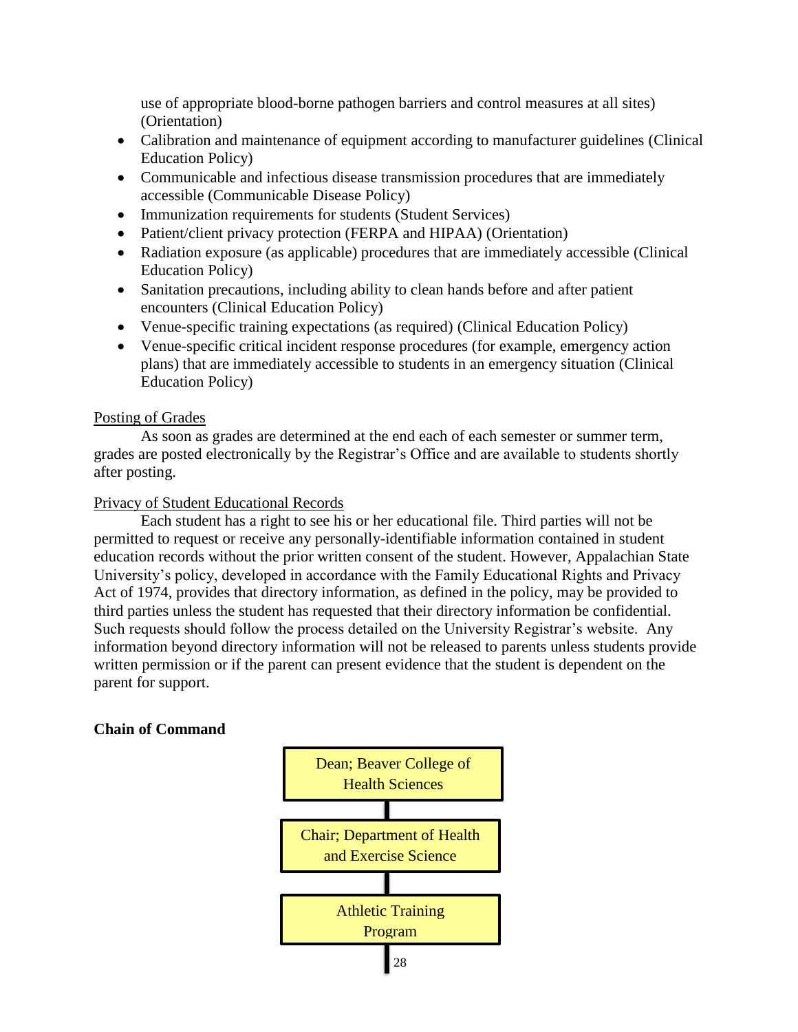use of appropriate blood-borne pathogen barriers and control measures at all sites) (Orientation)

- Calibration and maintenance of equipment according to manufacturer guidelines (Clinical Education Policy)
- Communicable and infectious disease transmission procedures that are immediately accessible (Communicable Disease Policy)
- Immunization requirements for students (Student Services)
- Patient/client privacy protection (FERPA and HIPAA) (Orientation)
- Radiation exposure (as applicable) procedures that are immediately accessible (Clinical Education Policy)
- Sanitation precautions, including ability to clean hands before and after patient encounters (Clinical Education Policy)
- Venue-specific training expectations (as required) (Clinical Education Policy)
- Venue-specific critical incident response procedures (for example, emergency action plans) that are immediately accessible to students in an emergency situation (Clinical Education Policy)

<u>Posting of Grades</u>

As soon as grades are determined at the end each of each semester or summer term, grades are posted electronically by the Registrar's Office and are available to students shortly after posting.

<u>Privacy of Student Educational Records</u>

Each student has a right to see his or her educational file. Third parties will not be permitted to request or receive any personally-identifiable information contained in student education records without the prior written consent of the student. However, Appalachian State University's policy, developed in accordance with the Family Educational Rights and Privacy Act of 1974, provides that directory information, as defined in the policy, may be provided to third parties unless the student has requested that their directory information be confidential. Such requests should follow the process detailed on the University Registrar's website. Any information beyond directory information will not be released to parents unless students provide written permission or if the parent can present evidence that the student is dependent on the parent for support.

**Chain of Command**

Dean; Beaver College of Health Sciences

Chair; Department of Health and Exercise Science

Athletic Training Program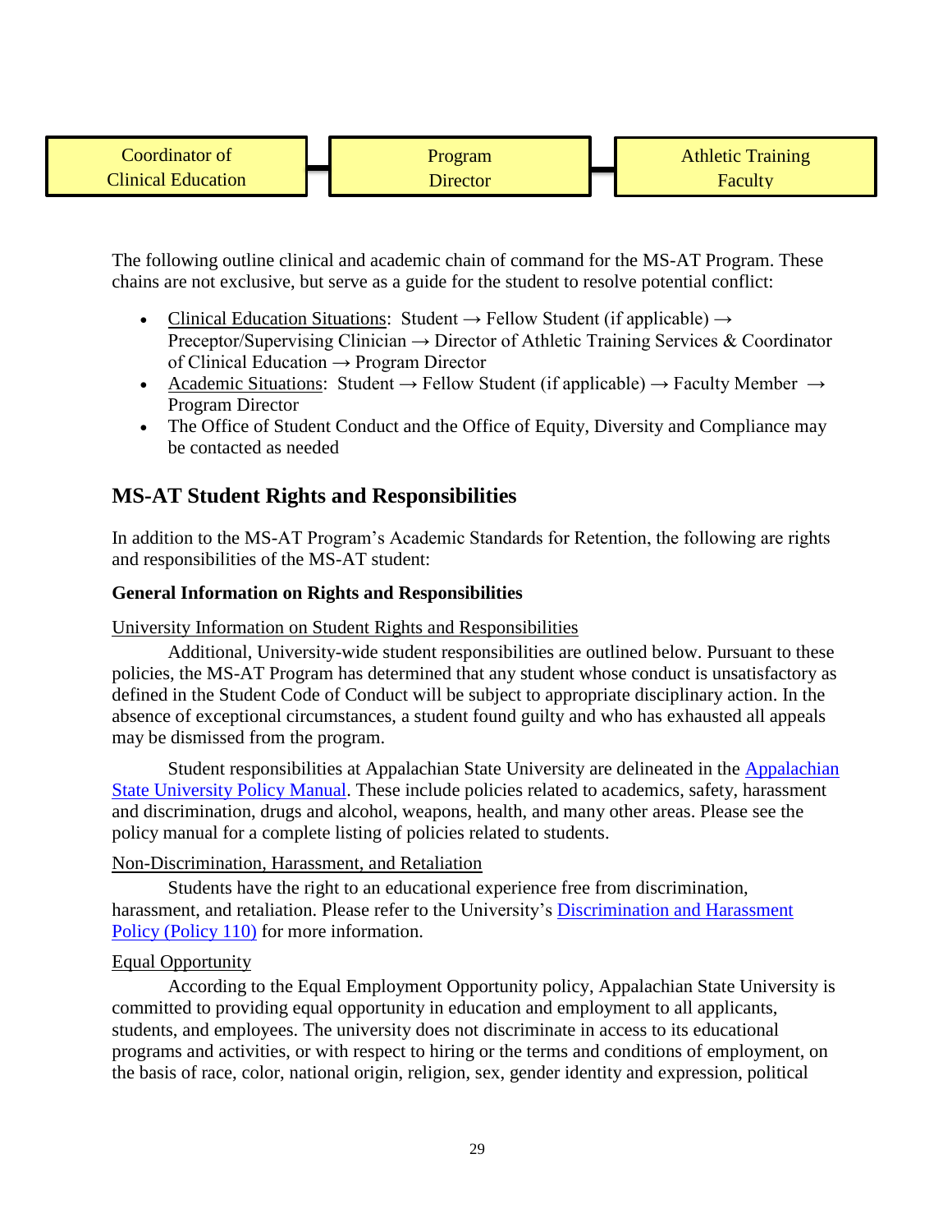Coordinator of Clinical Education — Program Director — Athletic Training Faculty

The following outline clinical and academic chain of command for the MS-AT Program. These chains are not exclusive, but serve as a guide for the student to resolve potential conflict:

- Clinical Education Situations: Student → Fellow Student (if applicable) → Preceptor/Supervising Clinician → Director of Athletic Training Services & Coordinator of Clinical Education → Program Director
- Academic Situations: Student → Fellow Student (if applicable) → Faculty Member → Program Director
- The Office of Student Conduct and the Office of Equity, Diversity and Compliance may be contacted as needed

## MS-AT Student Rights and Responsibilities

In addition to the MS-AT Program's Academic Standards for Retention, the following are rights and responsibilities of the MS-AT student:

### General Information on Rights and Responsibilities

University Information on Student Rights and Responsibilities

Additional, University-wide student responsibilities are outlined below. Pursuant to these policies, the MS-AT Program has determined that any student whose conduct is unsatisfactory as defined in the Student Code of Conduct will be subject to appropriate disciplinary action. In the absence of exceptional circumstances, a student found guilty and who has exhausted all appeals may be dismissed from the program.

Student responsibilities at Appalachian State University are delineated in the Appalachian State University Policy Manual. These include policies related to academics, safety, harassment and discrimination, drugs and alcohol, weapons, health, and many other areas. Please see the policy manual for a complete listing of policies related to students.

Non-Discrimination, Harassment, and Retaliation

Students have the right to an educational experience free from discrimination, harassment, and retaliation. Please refer to the University's Discrimination and Harassment Policy (Policy 110) for more information.

Equal Opportunity

According to the Equal Employment Opportunity policy, Appalachian State University is committed to providing equal opportunity in education and employment to all applicants, students, and employees. The university does not discriminate in access to its educational programs and activities, or with respect to hiring or the terms and conditions of employment, on the basis of race, color, national origin, religion, sex, gender identity and expression, political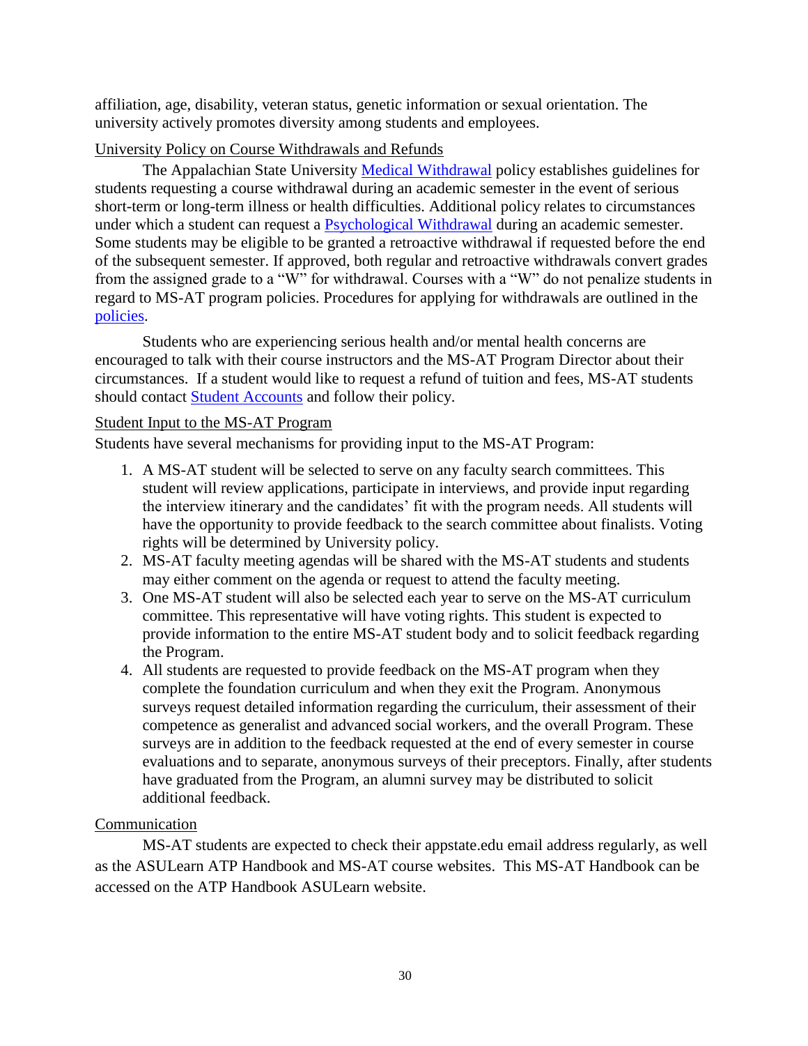affiliation, age, disability, veteran status, genetic information or sexual orientation. The university actively promotes diversity among students and employees.

## University Policy on Course Withdrawals and Refunds

The Appalachian State University Medical Withdrawal policy establishes guidelines for students requesting a course withdrawal during an academic semester in the event of serious short-term or long-term illness or health difficulties. Additional policy relates to circumstances under which a student can request a Psychological Withdrawal during an academic semester. Some students may be eligible to be granted a retroactive withdrawal if requested before the end of the subsequent semester. If approved, both regular and retroactive withdrawals convert grades from the assigned grade to a "W" for withdrawal. Courses with a "W" do not penalize students in regard to MS-AT program policies. Procedures for applying for withdrawals are outlined in the policies.

Students who are experiencing serious health and/or mental health concerns are encouraged to talk with their course instructors and the MS-AT Program Director about their circumstances. If a student would like to request a refund of tuition and fees, MS-AT students should contact Student Accounts and follow their policy.

## Student Input to the MS-AT Program

Students have several mechanisms for providing input to the MS-AT Program:

1. A MS-AT student will be selected to serve on any faculty search committees. This student will review applications, participate in interviews, and provide input regarding the interview itinerary and the candidates' fit with the program needs. All students will have the opportunity to provide feedback to the search committee about finalists. Voting rights will be determined by University policy.
2. MS-AT faculty meeting agendas will be shared with the MS-AT students and students may either comment on the agenda or request to attend the faculty meeting.
3. One MS-AT student will also be selected each year to serve on the MS-AT curriculum committee. This representative will have voting rights. This student is expected to provide information to the entire MS-AT student body and to solicit feedback regarding the Program.
4. All students are requested to provide feedback on the MS-AT program when they complete the foundation curriculum and when they exit the Program. Anonymous surveys request detailed information regarding the curriculum, their assessment of their competence as generalist and advanced social workers, and the overall Program. These surveys are in addition to the feedback requested at the end of every semester in course evaluations and to separate, anonymous surveys of their preceptors. Finally, after students have graduated from the Program, an alumni survey may be distributed to solicit additional feedback.

## Communication

MS-AT students are expected to check their appstate.edu email address regularly, as well as the ASULearn ATP Handbook and MS-AT course websites. This MS-AT Handbook can be accessed on the ATP Handbook ASULearn website.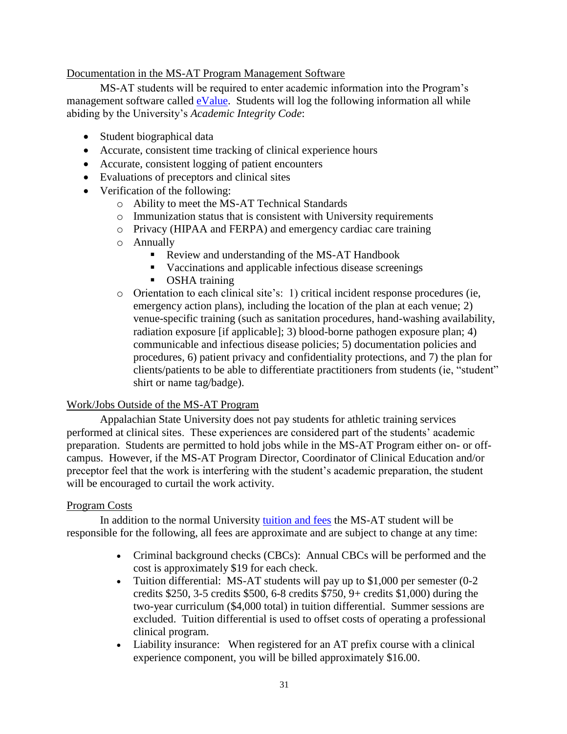## Documentation in the MS-AT Program Management Software

MS-AT students will be required to enter academic information into the Program's management software called [eValue](). Students will log the following information all while abiding by the University's *Academic Integrity Code*:

- Student biographical data
- Accurate, consistent time tracking of clinical experience hours
- Accurate, consistent logging of patient encounters
- Evaluations of preceptors and clinical sites
- Verification of the following:
  - Ability to meet the MS-AT Technical Standards
  - Immunization status that is consistent with University requirements
  - Privacy (HIPAA and FERPA) and emergency cardiac care training
  - Annually
    - Review and understanding of the MS-AT Handbook
    - Vaccinations and applicable infectious disease screenings
    - OSHA training
  - Orientation to each clinical site's: 1) critical incident response procedures (ie, emergency action plans), including the location of the plan at each venue; 2) venue-specific training (such as sanitation procedures, hand-washing availability, radiation exposure [if applicable]; 3) blood-borne pathogen exposure plan; 4) communicable and infectious disease policies; 5) documentation policies and procedures, 6) patient privacy and confidentiality protections, and 7) the plan for clients/patients to be able to differentiate practitioners from students (ie, "student" shirt or name tag/badge).

## Work/Jobs Outside of the MS-AT Program

Appalachian State University does not pay students for athletic training services performed at clinical sites. These experiences are considered part of the students' academic preparation. Students are permitted to hold jobs while in the MS-AT Program either on- or off-campus. However, if the MS-AT Program Director, Coordinator of Clinical Education and/or preceptor feel that the work is interfering with the student's academic preparation, the student will be encouraged to curtail the work activity.

## Program Costs

In addition to the normal University [tuition and fees]() the MS-AT student will be responsible for the following, all fees are approximate and are subject to change at any time:

- Criminal background checks (CBCs): Annual CBCs will be performed and the cost is approximately $19 for each check.
- Tuition differential: MS-AT students will pay up to $1,000 per semester (0-2 credits $250, 3-5 credits $500, 6-8 credits $750, 9+ credits $1,000) during the two-year curriculum ($4,000 total) in tuition differential. Summer sessions are excluded. Tuition differential is used to offset costs of operating a professional clinical program.
- Liability insurance: When registered for an AT prefix course with a clinical experience component, you will be billed approximately $16.00.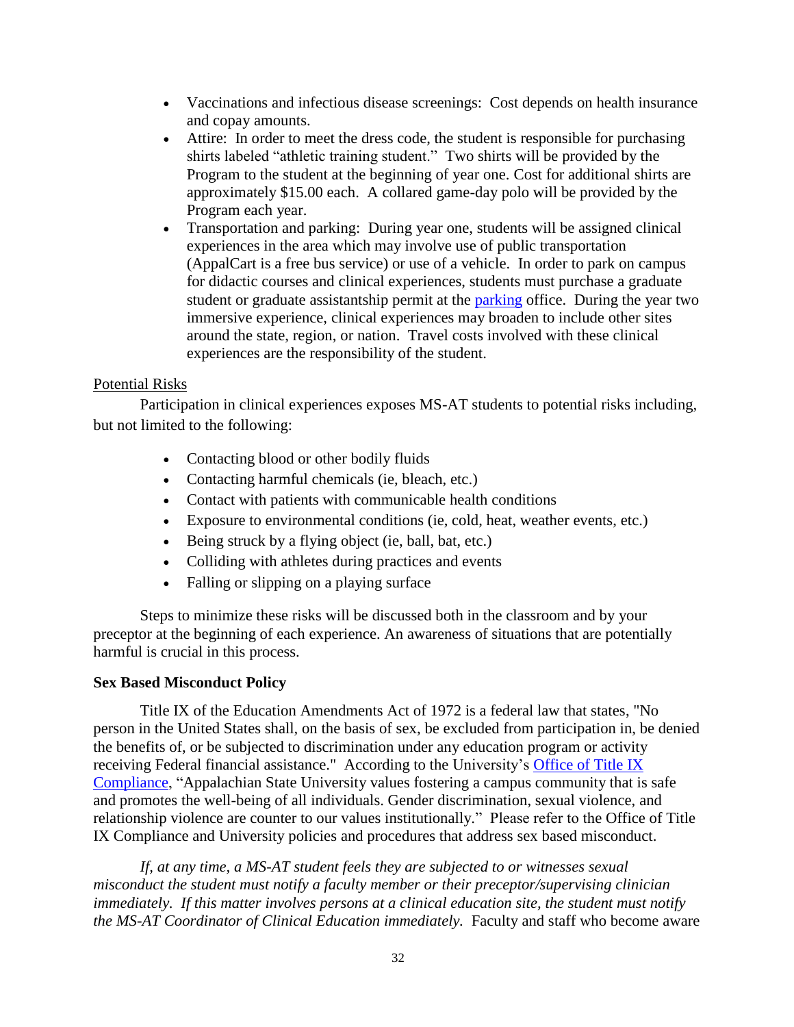- Vaccinations and infectious disease screenings: Cost depends on health insurance and copay amounts.
- Attire: In order to meet the dress code, the student is responsible for purchasing shirts labeled "athletic training student." Two shirts will be provided by the Program to the student at the beginning of year one. Cost for additional shirts are approximately $15.00 each. A collared game-day polo will be provided by the Program each year.
- Transportation and parking: During year one, students will be assigned clinical experiences in the area which may involve use of public transportation (AppalCart is a free bus service) or use of a vehicle. In order to park on campus for didactic courses and clinical experiences, students must purchase a graduate student or graduate assistantship permit at the parking office. During the year two immersive experience, clinical experiences may broaden to include other sites around the state, region, or nation. Travel costs involved with these clinical experiences are the responsibility of the student.

Potential Risks

Participation in clinical experiences exposes MS-AT students to potential risks including, but not limited to the following:

- Contacting blood or other bodily fluids
- Contacting harmful chemicals (ie, bleach, etc.)
- Contact with patients with communicable health conditions
- Exposure to environmental conditions (ie, cold, heat, weather events, etc.)
- Being struck by a flying object (ie, ball, bat, etc.)
- Colliding with athletes during practices and events
- Falling or slipping on a playing surface

Steps to minimize these risks will be discussed both in the classroom and by your preceptor at the beginning of each experience. An awareness of situations that are potentially harmful is crucial in this process.

**Sex Based Misconduct Policy**

Title IX of the Education Amendments Act of 1972 is a federal law that states, "No person in the United States shall, on the basis of sex, be excluded from participation in, be denied the benefits of, or be subjected to discrimination under any education program or activity receiving Federal financial assistance." According to the University's Office of Title IX Compliance, "Appalachian State University values fostering a campus community that is safe and promotes the well-being of all individuals. Gender discrimination, sexual violence, and relationship violence are counter to our values institutionally." Please refer to the Office of Title IX Compliance and University policies and procedures that address sex based misconduct.

*If, at any time, a MS-AT student feels they are subjected to or witnesses sexual misconduct the student must notify a faculty member or their preceptor/supervising clinician immediately. If this matter involves persons at a clinical education site, the student must notify the MS-AT Coordinator of Clinical Education immediately.* Faculty and staff who become aware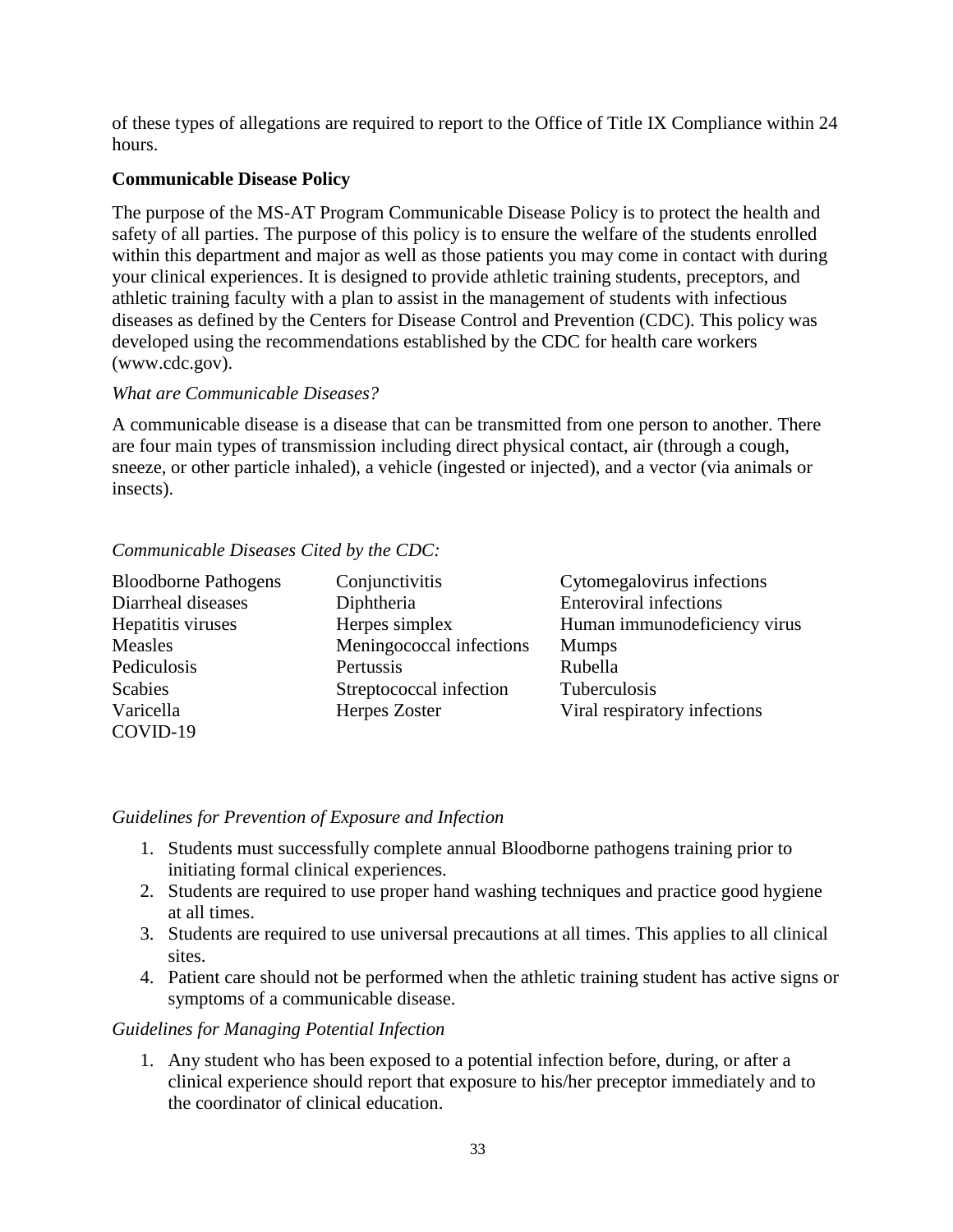of these types of allegations are required to report to the Office of Title IX Compliance within 24 hours.

**Communicable Disease Policy**

The purpose of the MS-AT Program Communicable Disease Policy is to protect the health and safety of all parties. The purpose of this policy is to ensure the welfare of the students enrolled within this department and major as well as those patients you may come in contact with during your clinical experiences. It is designed to provide athletic training students, preceptors, and athletic training faculty with a plan to assist in the management of students with infectious diseases as defined by the Centers for Disease Control and Prevention (CDC). This policy was developed using the recommendations established by the CDC for health care workers (www.cdc.gov).

*What are Communicable Diseases?*

A communicable disease is a disease that can be transmitted from one person to another. There are four main types of transmission including direct physical contact, air (through a cough, sneeze, or other particle inhaled), a vehicle (ingested or injected), and a vector (via animals or insects).

*Communicable Diseases Cited by the CDC:*

| | | |
|---|---|---|
| Bloodborne Pathogens | Conjunctivitis | Cytomegalovirus infections |
| Diarrheal diseases | Diphtheria | Enteroviral infections |
| Hepatitis viruses | Herpes simplex | Human immunodeficiency virus |
| Measles | Meningococcal infections | Mumps |
| Pediculosis | Pertussis | Rubella |
| Scabies | Streptococcal infection | Tuberculosis |
| Varicella | Herpes Zoster | Viral respiratory infections |
| COVID-19 | | |

*Guidelines for Prevention of Exposure and Infection*

1. Students must successfully complete annual Bloodborne pathogens training prior to initiating formal clinical experiences.
2. Students are required to use proper hand washing techniques and practice good hygiene at all times.
3. Students are required to use universal precautions at all times. This applies to all clinical sites.
4. Patient care should not be performed when the athletic training student has active signs or symptoms of a communicable disease.

*Guidelines for Managing Potential Infection*

1. Any student who has been exposed to a potential infection before, during, or after a clinical experience should report that exposure to his/her preceptor immediately and to the coordinator of clinical education.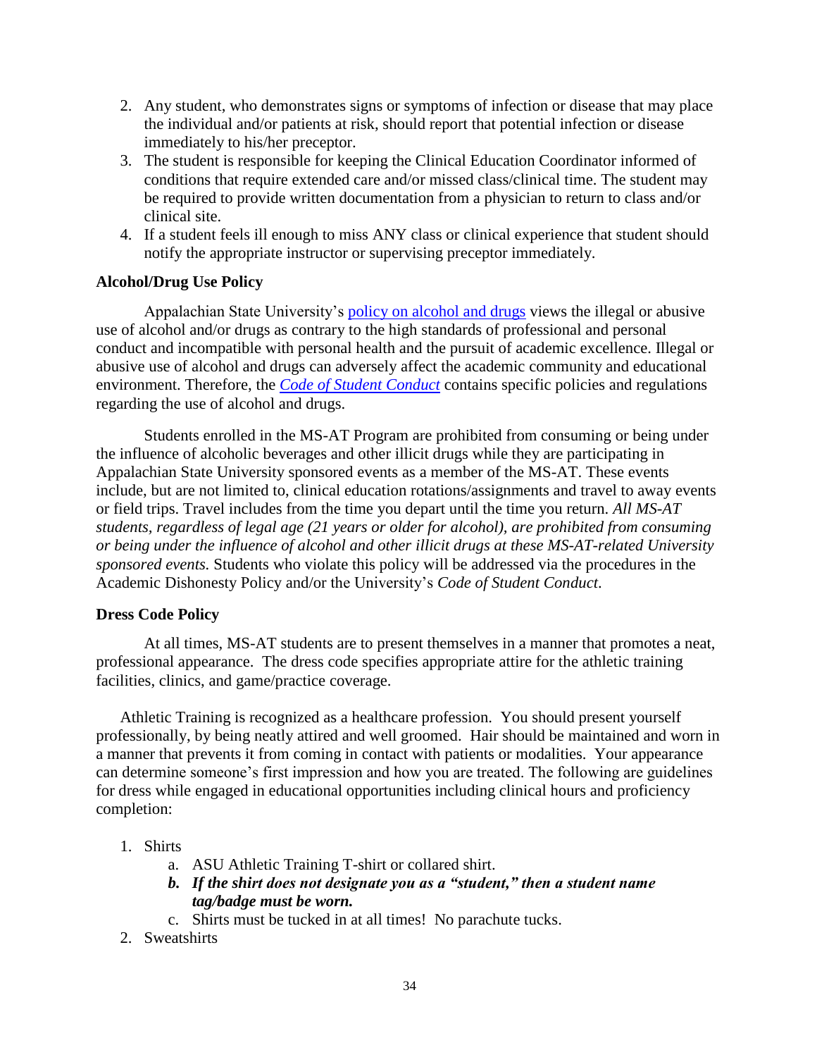2. Any student, who demonstrates signs or symptoms of infection or disease that may place the individual and/or patients at risk, should report that potential infection or disease immediately to his/her preceptor.
3. The student is responsible for keeping the Clinical Education Coordinator informed of conditions that require extended care and/or missed class/clinical time. The student may be required to provide written documentation from a physician to return to class and/or clinical site.
4. If a student feels ill enough to miss ANY class or clinical experience that student should notify the appropriate instructor or supervising preceptor immediately.

**Alcohol/Drug Use Policy**

Appalachian State University's policy on alcohol and drugs views the illegal or abusive use of alcohol and/or drugs as contrary to the high standards of professional and personal conduct and incompatible with personal health and the pursuit of academic excellence. Illegal or abusive use of alcohol and drugs can adversely affect the academic community and educational environment. Therefore, the *Code of Student Conduct* contains specific policies and regulations regarding the use of alcohol and drugs.

Students enrolled in the MS-AT Program are prohibited from consuming or being under the influence of alcoholic beverages and other illicit drugs while they are participating in Appalachian State University sponsored events as a member of the MS-AT. These events include, but are not limited to, clinical education rotations/assignments and travel to away events or field trips. Travel includes from the time you depart until the time you return. *All MS-AT students, regardless of legal age (21 years or older for alcohol), are prohibited from consuming or being under the influence of alcohol and other illicit drugs at these MS-AT-related University sponsored events.* Students who violate this policy will be addressed via the procedures in the Academic Dishonesty Policy and/or the University's *Code of Student Conduct*.

**Dress Code Policy**

At all times, MS-AT students are to present themselves in a manner that promotes a neat, professional appearance. The dress code specifies appropriate attire for the athletic training facilities, clinics, and game/practice coverage.

Athletic Training is recognized as a healthcare profession. You should present yourself professionally, by being neatly attired and well groomed. Hair should be maintained and worn in a manner that prevents it from coming in contact with patients or modalities. Your appearance can determine someone's first impression and how you are treated. The following are guidelines for dress while engaged in educational opportunities including clinical hours and proficiency completion:

1. Shirts
   a. ASU Athletic Training T-shirt or collared shirt.
   ***b. If the shirt does not designate you as a "student," then a student name tag/badge must be worn.***
   c. Shirts must be tucked in at all times! No parachute tucks.
2. Sweatshirts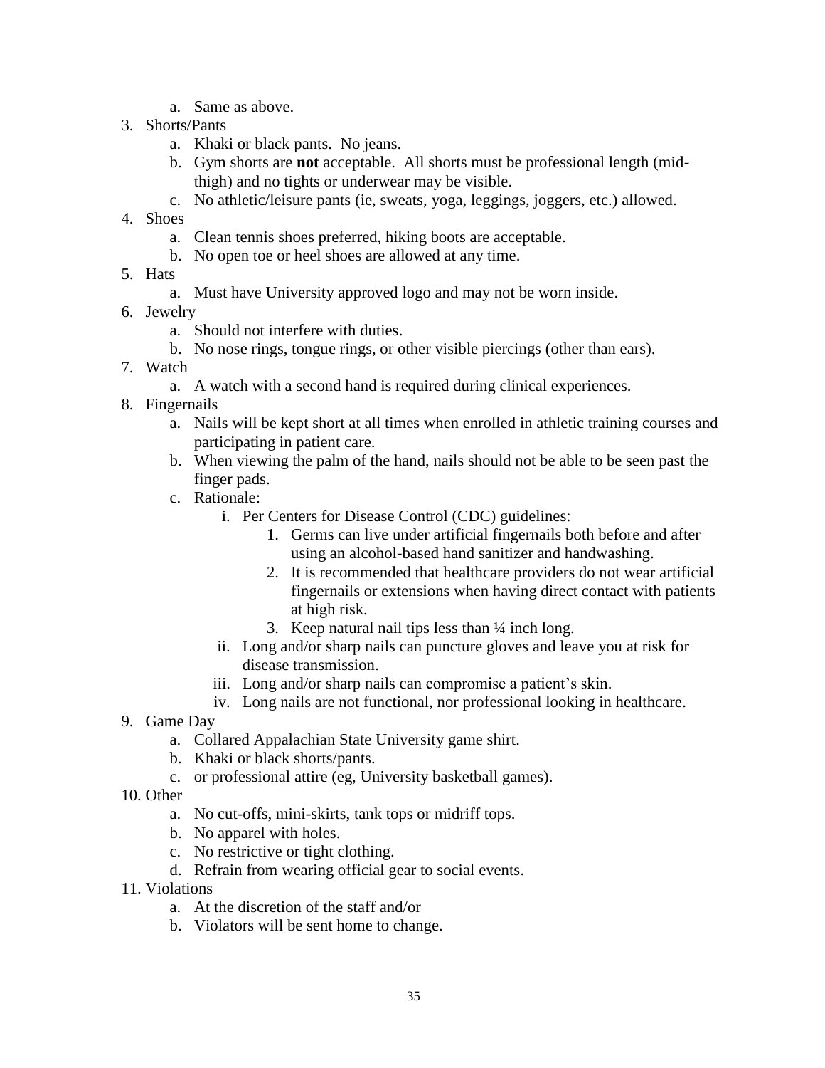a. Same as above.

3. Shorts/Pants
   a. Khaki or black pants. No jeans.
   b. Gym shorts are **not** acceptable. All shorts must be professional length (mid-thigh) and no tights or underwear may be visible.
   c. No athletic/leisure pants (ie, sweats, yoga, leggings, joggers, etc.) allowed.
4. Shoes
   a. Clean tennis shoes preferred, hiking boots are acceptable.
   b. No open toe or heel shoes are allowed at any time.
5. Hats
   a. Must have University approved logo and may not be worn inside.
6. Jewelry
   a. Should not interfere with duties.
   b. No nose rings, tongue rings, or other visible piercings (other than ears).
7. Watch
   a. A watch with a second hand is required during clinical experiences.
8. Fingernails
   a. Nails will be kept short at all times when enrolled in athletic training courses and participating in patient care.
   b. When viewing the palm of the hand, nails should not be able to be seen past the finger pads.
   c. Rationale:
      i. Per Centers for Disease Control (CDC) guidelines:
         1. Germs can live under artificial fingernails both before and after using an alcohol-based hand sanitizer and handwashing.
         2. It is recommended that healthcare providers do not wear artificial fingernails or extensions when having direct contact with patients at high risk.
         3. Keep natural nail tips less than ¼ inch long.
      ii. Long and/or sharp nails can puncture gloves and leave you at risk for disease transmission.
      iii. Long and/or sharp nails can compromise a patient's skin.
      iv. Long nails are not functional, nor professional looking in healthcare.
9. Game Day
   a. Collared Appalachian State University game shirt.
   b. Khaki or black shorts/pants.
   c. or professional attire (eg, University basketball games).
10. Other
    a. No cut-offs, mini-skirts, tank tops or midriff tops.
    b. No apparel with holes.
    c. No restrictive or tight clothing.
    d. Refrain from wearing official gear to social events.
11. Violations
    a. At the discretion of the staff and/or
    b. Violators will be sent home to change.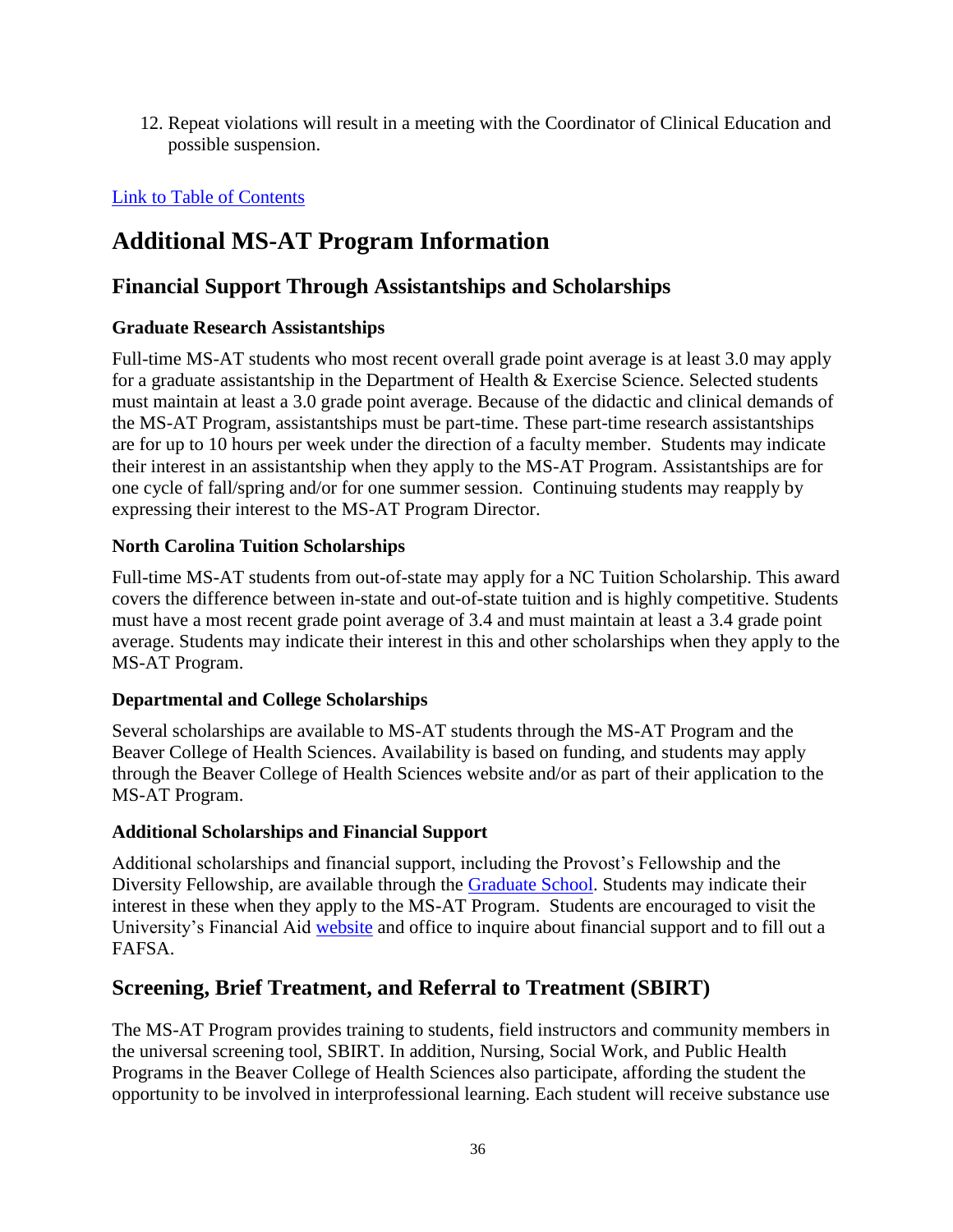12. Repeat violations will result in a meeting with the Coordinator of Clinical Education and possible suspension.

[Link to Table of Contents]

# Additional MS-AT Program Information

## Financial Support Through Assistantships and Scholarships

### Graduate Research Assistantships

Full-time MS-AT students who most recent overall grade point average is at least 3.0 may apply for a graduate assistantship in the Department of Health & Exercise Science. Selected students must maintain at least a 3.0 grade point average. Because of the didactic and clinical demands of the MS-AT Program, assistantships must be part-time. These part-time research assistantships are for up to 10 hours per week under the direction of a faculty member. Students may indicate their interest in an assistantship when they apply to the MS-AT Program. Assistantships are for one cycle of fall/spring and/or for one summer session. Continuing students may reapply by expressing their interest to the MS-AT Program Director.

### North Carolina Tuition Scholarships

Full-time MS-AT students from out-of-state may apply for a NC Tuition Scholarship. This award covers the difference between in-state and out-of-state tuition and is highly competitive. Students must have a most recent grade point average of 3.4 and must maintain at least a 3.4 grade point average. Students may indicate their interest in this and other scholarships when they apply to the MS-AT Program.

### Departmental and College Scholarships

Several scholarships are available to MS-AT students through the MS-AT Program and the Beaver College of Health Sciences. Availability is based on funding, and students may apply through the Beaver College of Health Sciences website and/or as part of their application to the MS-AT Program.

### Additional Scholarships and Financial Support

Additional scholarships and financial support, including the Provost's Fellowship and the Diversity Fellowship, are available through the [Graduate School]. Students may indicate their interest in these when they apply to the MS-AT Program. Students are encouraged to visit the University's Financial Aid [website] and office to inquire about financial support and to fill out a FAFSA.

## Screening, Brief Treatment, and Referral to Treatment (SBIRT)

The MS-AT Program provides training to students, field instructors and community members in the universal screening tool, SBIRT. In addition, Nursing, Social Work, and Public Health Programs in the Beaver College of Health Sciences also participate, affording the student the opportunity to be involved in interprofessional learning. Each student will receive substance use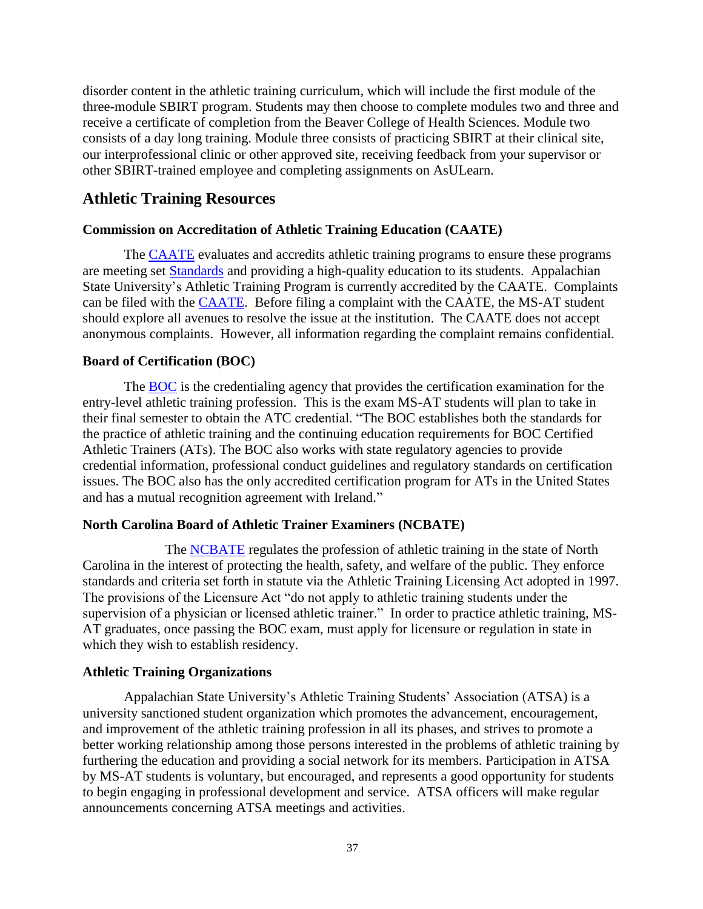disorder content in the athletic training curriculum, which will include the first module of the three-module SBIRT program. Students may then choose to complete modules two and three and receive a certificate of completion from the Beaver College of Health Sciences. Module two consists of a day long training. Module three consists of practicing SBIRT at their clinical site, our interprofessional clinic or other approved site, receiving feedback from your supervisor or other SBIRT-trained employee and completing assignments on AsULearn.

## Athletic Training Resources

### Commission on Accreditation of Athletic Training Education (CAATE)

The CAATE evaluates and accredits athletic training programs to ensure these programs are meeting set Standards and providing a high-quality education to its students. Appalachian State University's Athletic Training Program is currently accredited by the CAATE. Complaints can be filed with the CAATE. Before filing a complaint with the CAATE, the MS-AT student should explore all avenues to resolve the issue at the institution. The CAATE does not accept anonymous complaints. However, all information regarding the complaint remains confidential.

### Board of Certification (BOC)

The BOC is the credentialing agency that provides the certification examination for the entry-level athletic training profession. This is the exam MS-AT students will plan to take in their final semester to obtain the ATC credential. "The BOC establishes both the standards for the practice of athletic training and the continuing education requirements for BOC Certified Athletic Trainers (ATs). The BOC also works with state regulatory agencies to provide credential information, professional conduct guidelines and regulatory standards on certification issues. The BOC also has the only accredited certification program for ATs in the United States and has a mutual recognition agreement with Ireland."

### North Carolina Board of Athletic Trainer Examiners (NCBATE)

The NCBATE regulates the profession of athletic training in the state of North Carolina in the interest of protecting the health, safety, and welfare of the public. They enforce standards and criteria set forth in statute via the Athletic Training Licensing Act adopted in 1997. The provisions of the Licensure Act "do not apply to athletic training students under the supervision of a physician or licensed athletic trainer." In order to practice athletic training, MS-AT graduates, once passing the BOC exam, must apply for licensure or regulation in state in which they wish to establish residency.

### Athletic Training Organizations

Appalachian State University's Athletic Training Students' Association (ATSA) is a university sanctioned student organization which promotes the advancement, encouragement, and improvement of the athletic training profession in all its phases, and strives to promote a better working relationship among those persons interested in the problems of athletic training by furthering the education and providing a social network for its members. Participation in ATSA by MS-AT students is voluntary, but encouraged, and represents a good opportunity for students to begin engaging in professional development and service. ATSA officers will make regular announcements concerning ATSA meetings and activities.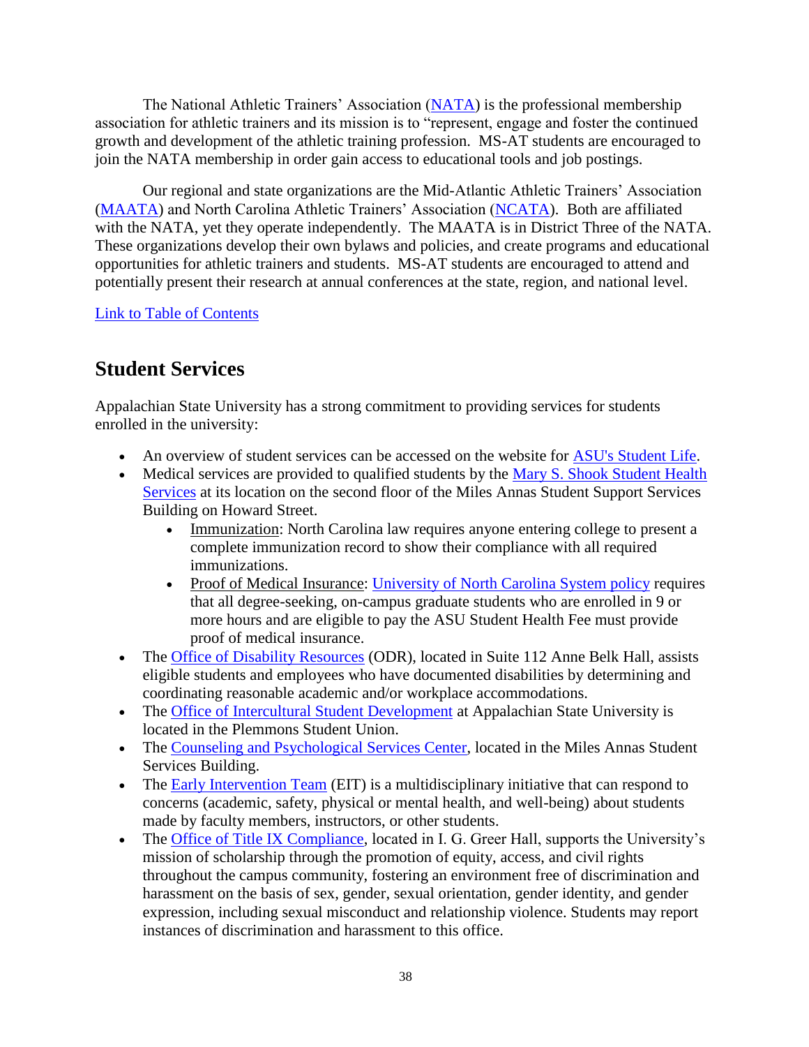The National Athletic Trainers' Association ([NATA]) is the professional membership association for athletic trainers and its mission is to "represent, engage and foster the continued growth and development of the athletic training profession. MS-AT students are encouraged to join the NATA membership in order gain access to educational tools and job postings.

Our regional and state organizations are the Mid-Atlantic Athletic Trainers' Association ([MAATA]) and North Carolina Athletic Trainers' Association ([NCATA]). Both are affiliated with the NATA, yet they operate independently. The MAATA is in District Three of the NATA. These organizations develop their own bylaws and policies, and create programs and educational opportunities for athletic trainers and students. MS-AT students are encouraged to attend and potentially present their research at annual conferences at the state, region, and national level.

[Link to Table of Contents]

## Student Services

Appalachian State University has a strong commitment to providing services for students enrolled in the university:

- An overview of student services can be accessed on the website for [ASU's Student Life].
- Medical services are provided to qualified students by the [Mary S. Shook Student Health Services] at its location on the second floor of the Miles Annas Student Support Services Building on Howard Street.
  - Immunization: North Carolina law requires anyone entering college to present a complete immunization record to show their compliance with all required immunizations.
  - Proof of Medical Insurance: [University of North Carolina System policy] requires that all degree-seeking, on-campus graduate students who are enrolled in 9 or more hours and are eligible to pay the ASU Student Health Fee must provide proof of medical insurance.
- The [Office of Disability Resources] (ODR), located in Suite 112 Anne Belk Hall, assists eligible students and employees who have documented disabilities by determining and coordinating reasonable academic and/or workplace accommodations.
- The [Office of Intercultural Student Development] at Appalachian State University is located in the Plemmons Student Union.
- The [Counseling and Psychological Services Center], located in the Miles Annas Student Services Building.
- The [Early Intervention Team] (EIT) is a multidisciplinary initiative that can respond to concerns (academic, safety, physical or mental health, and well-being) about students made by faculty members, instructors, or other students.
- The [Office of Title IX Compliance], located in I. G. Greer Hall, supports the University's mission of scholarship through the promotion of equity, access, and civil rights throughout the campus community, fostering an environment free of discrimination and harassment on the basis of sex, gender, sexual orientation, gender identity, and gender expression, including sexual misconduct and relationship violence. Students may report instances of discrimination and harassment to this office.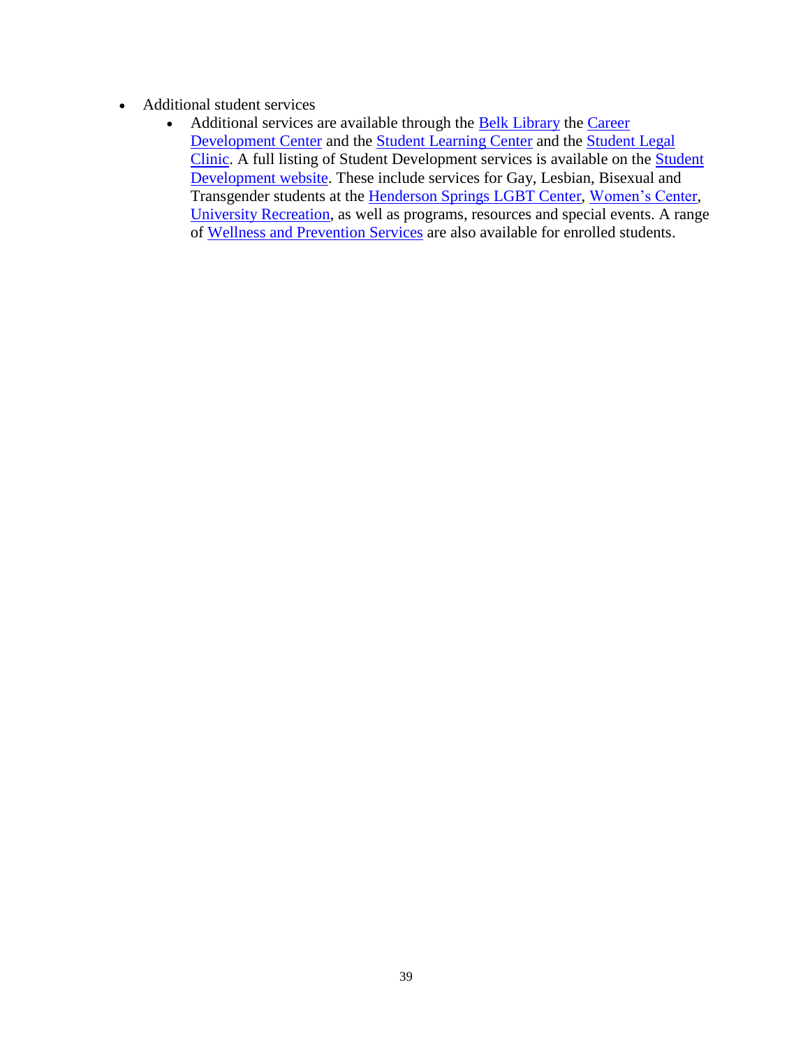- Additional student services
  - Additional services are available through the Belk Library the Career Development Center and the Student Learning Center and the Student Legal Clinic. A full listing of Student Development services is available on the Student Development website. These include services for Gay, Lesbian, Bisexual and Transgender students at the Henderson Springs LGBT Center, Women's Center, University Recreation, as well as programs, resources and special events. A range of Wellness and Prevention Services are also available for enrolled students.